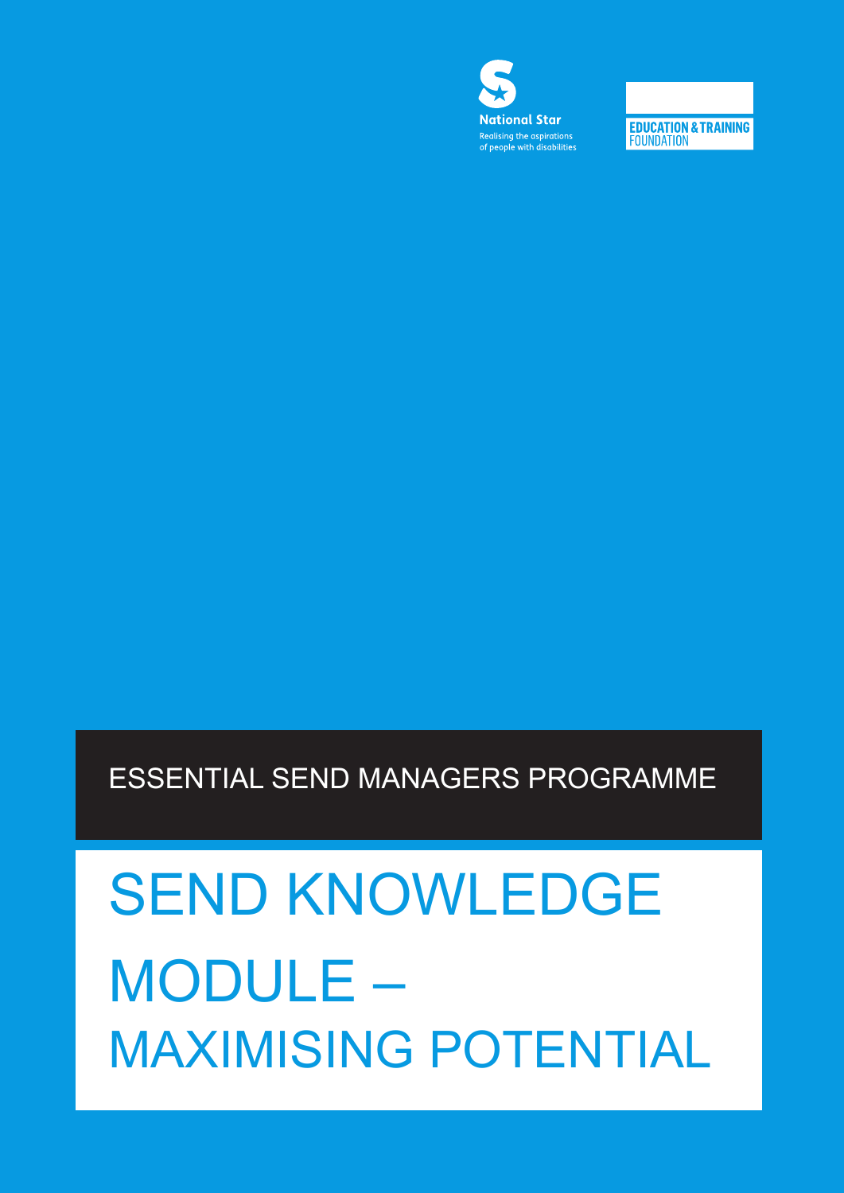National Star

Realising the aspirations of people with disabilities

EDUCATION & TRAINING FOUNDATION

ESSENTIAL SEND MANAGERS PROGRAMME

# SEND KNOWLEDGE MODULE – MAXIMISING POTENTIAL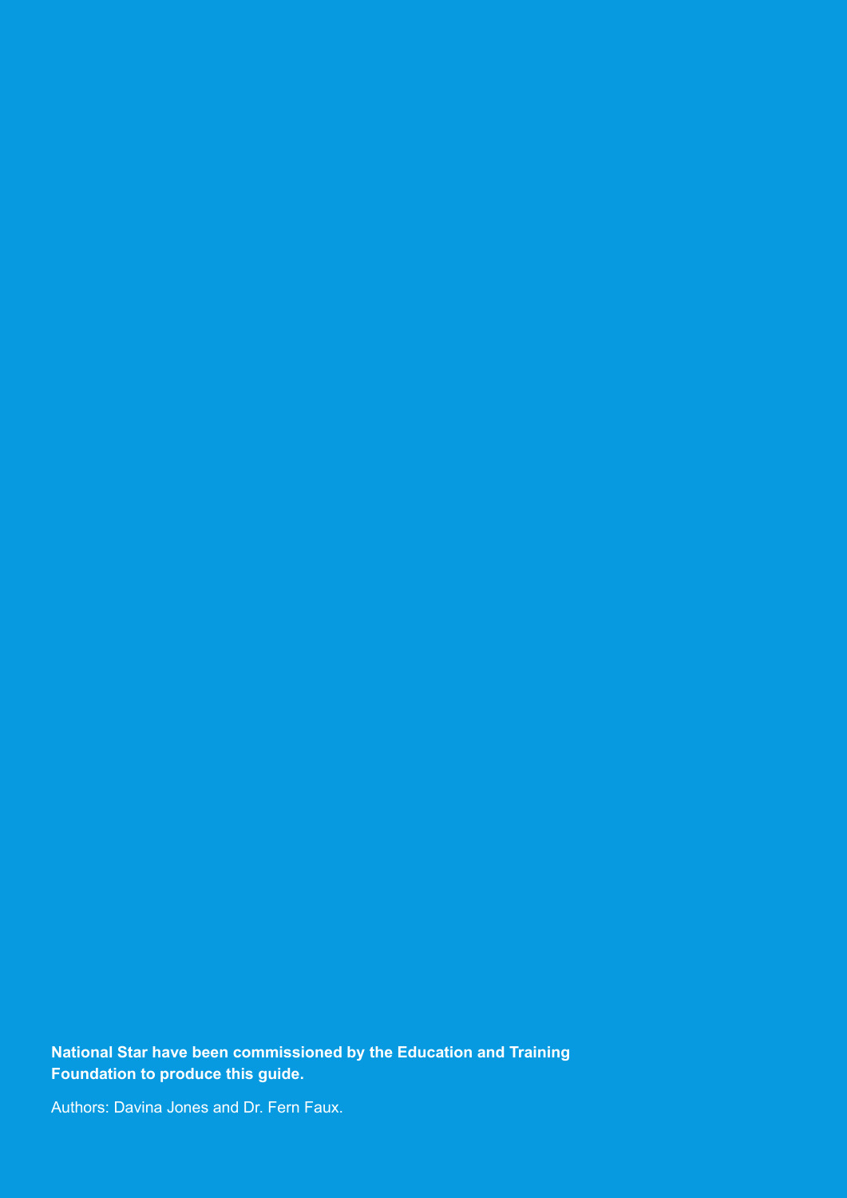**National Star have been commissioned by the Education and Training Foundation to produce this guide.**

Authors: Davina Jones and Dr. Fern Faux.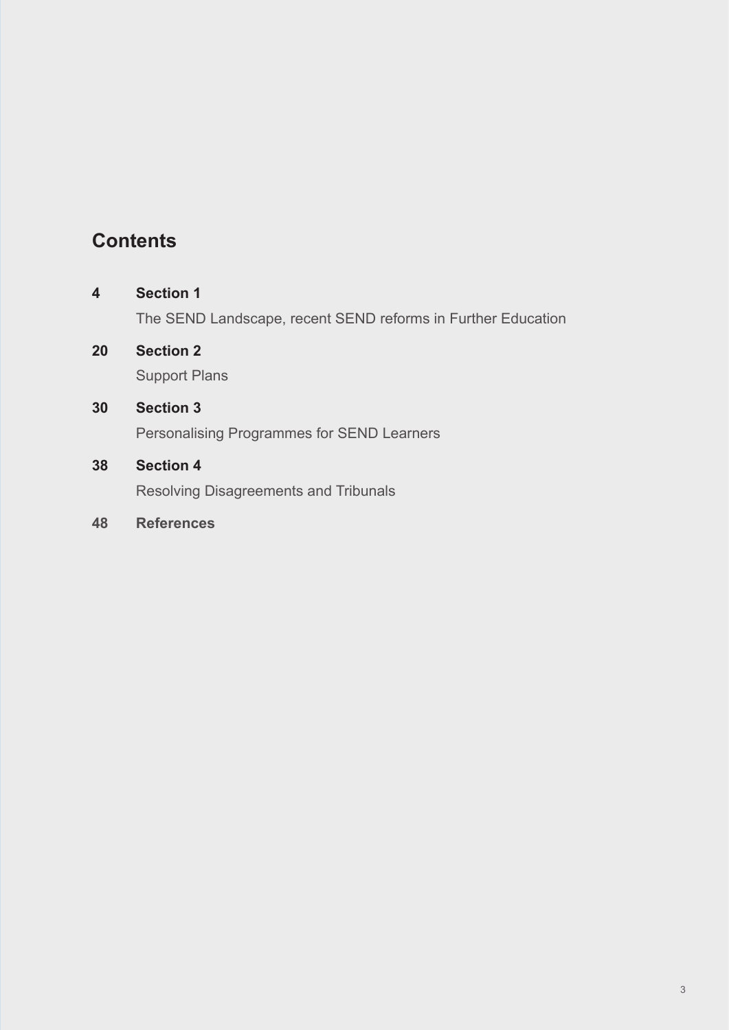## Contents

**4** **Section 1**
The SEND Landscape, recent SEND reforms in Further Education

**20** **Section 2**
Support Plans

**30** **Section 3**
Personalising Programmes for SEND Learners

**38** **Section 4**
Resolving Disagreements and Tribunals

**48** **References**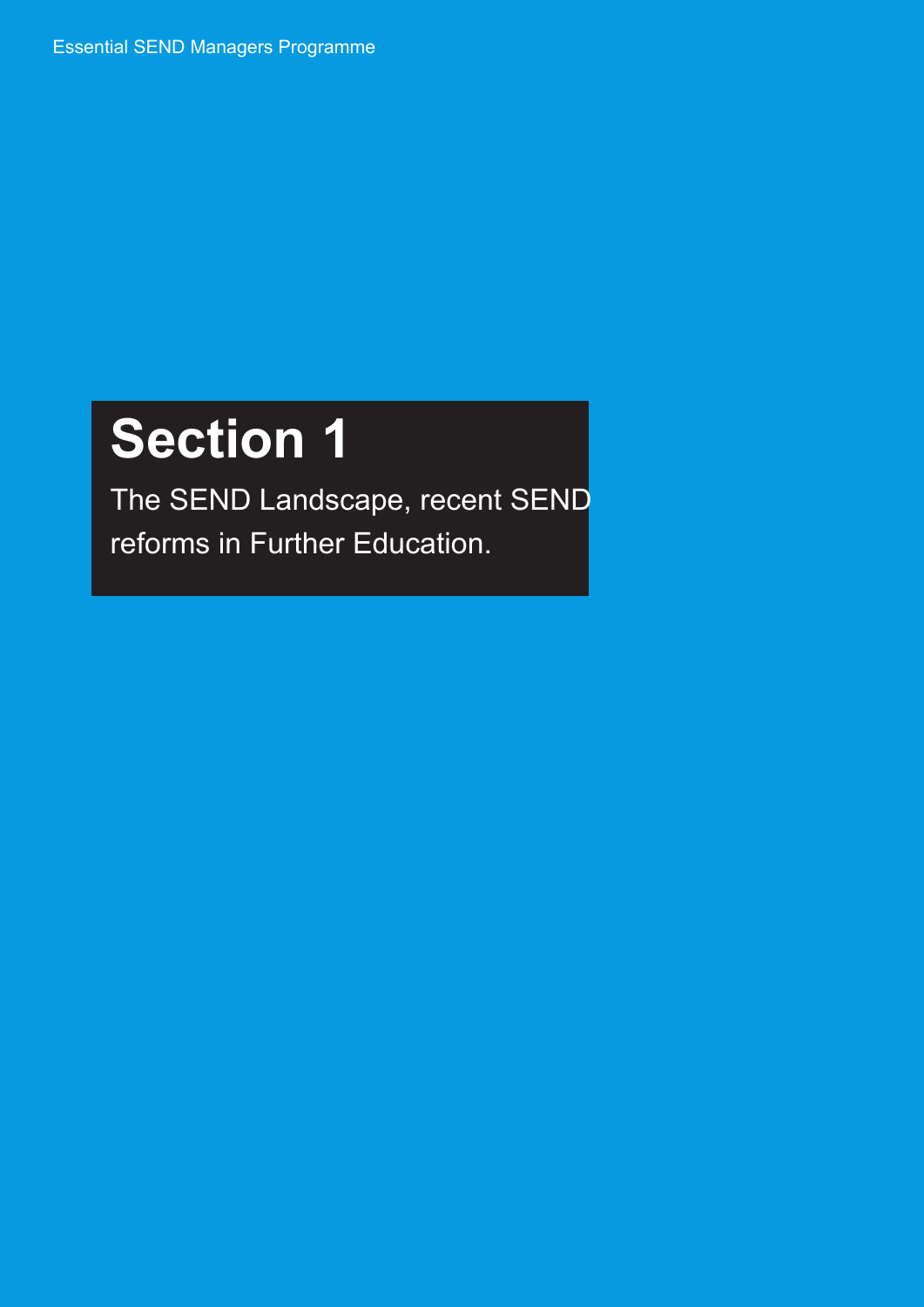# Section 1

The SEND Landscape, recent SEND reforms in Further Education.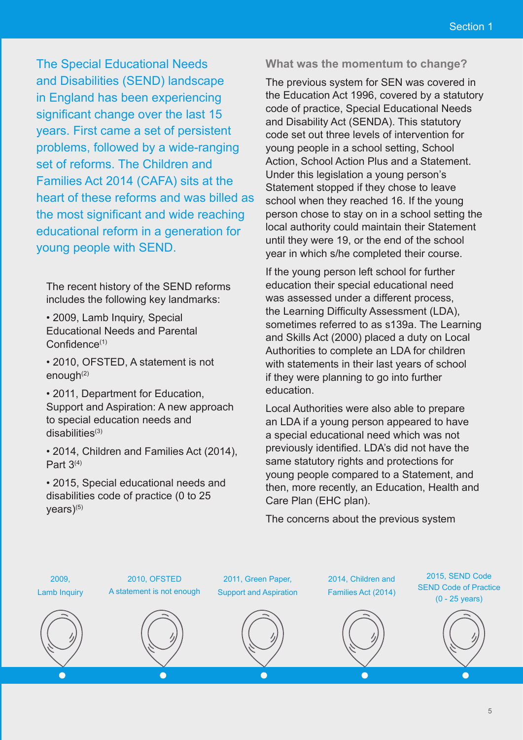The Special Educational Needs and Disabilities (SEND) landscape in England has been experiencing significant change over the last 15 years. First came a set of persistent problems, followed by a wide-ranging set of reforms. The Children and Families Act 2014 (CAFA) sits at the heart of these reforms and was billed as the most significant and wide reaching educational reform in a generation for young people with SEND.

The recent history of the SEND reforms includes the following key landmarks:

- 2009, Lamb Inquiry, Special Educational Needs and Parental Confidence[1]
- 2010, OFSTED, A statement is not enough[2]
- 2011, Department for Education, Support and Aspiration: A new approach to special education needs and disabilities[3]
- 2014, Children and Families Act (2014), Part 3[4]
- 2015, Special educational needs and disabilities code of practice (0 to 25 years)[5]

### What was the momentum to change?

The previous system for SEN was covered in the Education Act 1996, covered by a statutory code of practice, Special Educational Needs and Disability Act (SENDA). This statutory code set out three levels of intervention for young people in a school setting, School Action, School Action Plus and a Statement. Under this legislation a young person's Statement stopped if they chose to leave school when they reached 16. If the young person chose to stay on in a school setting the local authority could maintain their Statement until they were 19, or the end of the school year in which s/he completed their course.

If the young person left school for further education their special educational need was assessed under a different process, the Learning Difficulty Assessment (LDA), sometimes referred to as s139a. The Learning and Skills Act (2000) placed a duty on Local Authorities to complete an LDA for children with statements in their last years of school if they were planning to go into further education.

Local Authorities were also able to prepare an LDA if a young person appeared to have a special educational need which was not previously identified. LDA's did not have the same statutory rights and protections for young people compared to a Statement, and then, more recently, an Education, Health and Care Plan (EHC plan).

The concerns about the previous system

2009, Lamb Inquiry

2010, OFSTED A statement is not enough

2011, Green Paper, Support and Aspiration

2014, Children and Families Act (2014)

2015, SEND Code SEND Code of Practice (0 - 25 years)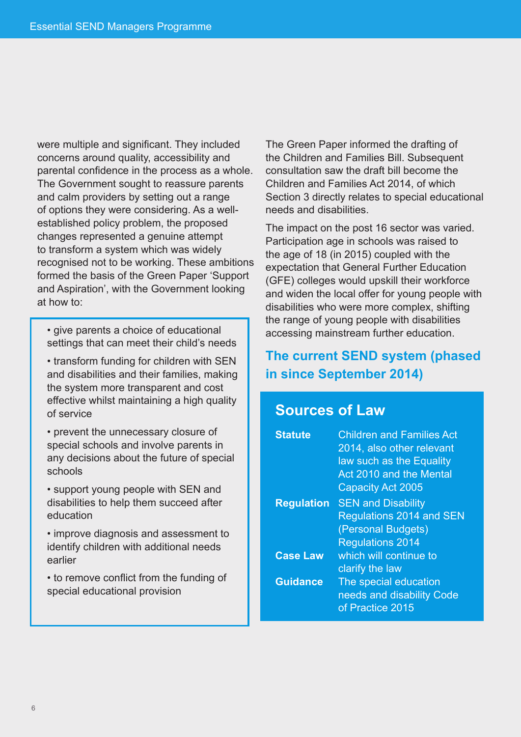were multiple and significant. They included concerns around quality, accessibility and parental confidence in the process as a whole. The Government sought to reassure parents and calm providers by setting out a range of options they were considering. As a well-established policy problem, the proposed changes represented a genuine attempt to transform a system which was widely recognised not to be working. These ambitions formed the basis of the Green Paper 'Support and Aspiration', with the Government looking at how to:

- give parents a choice of educational settings that can meet their child's needs
- transform funding for children with SEN and disabilities and their families, making the system more transparent and cost effective whilst maintaining a high quality of service
- prevent the unnecessary closure of special schools and involve parents in any decisions about the future of special schools
- support young people with SEN and disabilities to help them succeed after education
- improve diagnosis and assessment to identify children with additional needs earlier
- to remove conflict from the funding of special educational provision

The Green Paper informed the drafting of the Children and Families Bill. Subsequent consultation saw the draft bill become the Children and Families Act 2014, of which Section 3 directly relates to special educational needs and disabilities.

The impact on the post 16 sector was varied. Participation age in schools was raised to the age of 18 (in 2015) coupled with the expectation that General Further Education (GFE) colleges would upskill their workforce and widen the local offer for young people with disabilities who were more complex, shifting the range of young people with disabilities accessing mainstream further education.

## The current SEND system (phased in since September 2014)

### Sources of Law

| | |
|---|---|
| **Statute** | Children and Families Act 2014, also other relevant law such as the Equality Act 2010 and the Mental Capacity Act 2005 |
| **Regulation** | SEN and Disability Regulations 2014 and SEN (Personal Budgets) Regulations 2014 |
| **Case Law** | which will continue to clarify the law |
| **Guidance** | The special education needs and disability Code of Practice 2015 |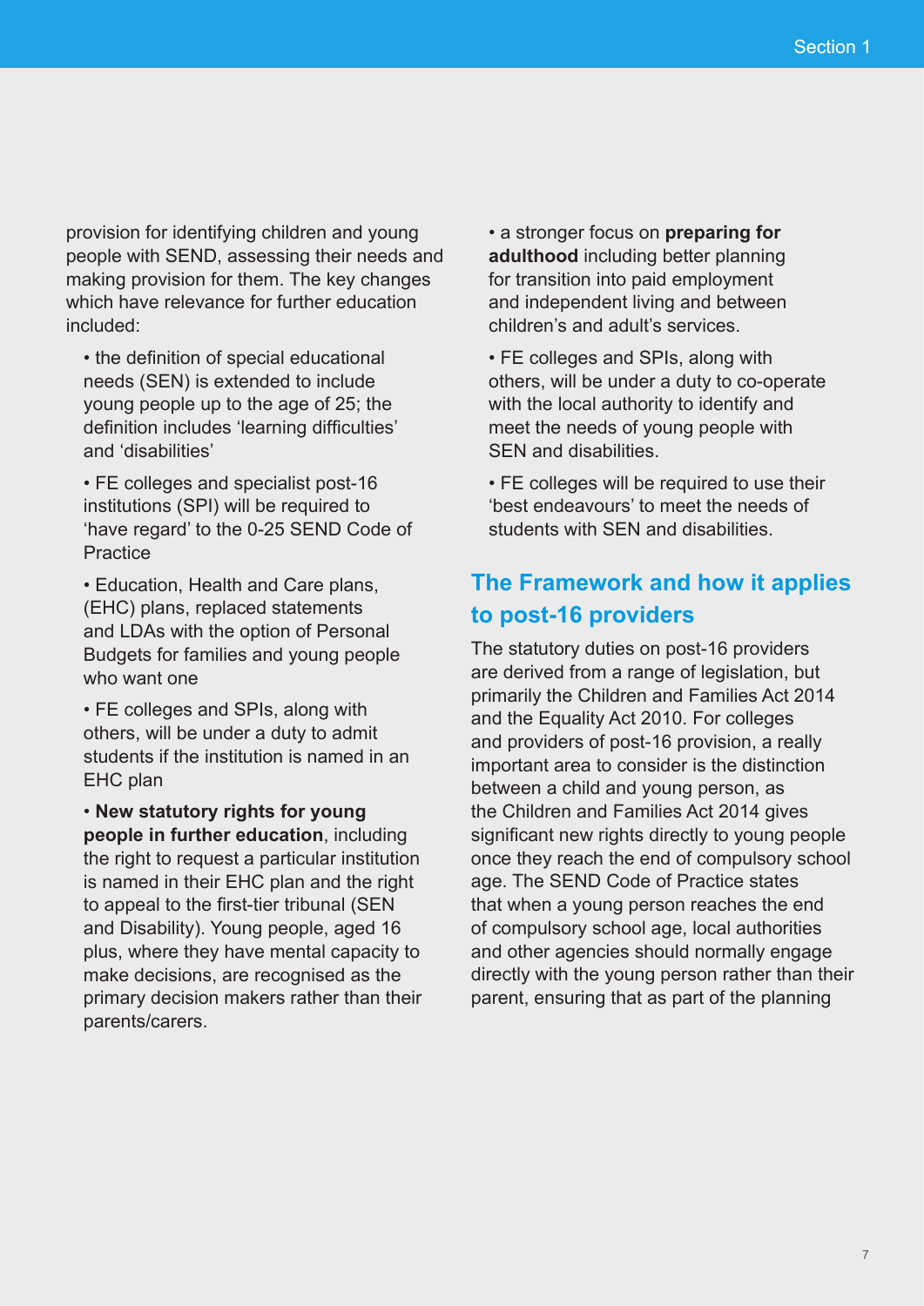provision for identifying children and young people with SEND, assessing their needs and making provision for them. The key changes which have relevance for further education included:

- the definition of special educational needs (SEN) is extended to include young people up to the age of 25; the definition includes 'learning difficulties' and 'disabilities'
- FE colleges and specialist post-16 institutions (SPI) will be required to 'have regard' to the 0-25 SEND Code of Practice
- Education, Health and Care plans, (EHC) plans, replaced statements and LDAs with the option of Personal Budgets for families and young people who want one
- FE colleges and SPIs, along with others, will be under a duty to admit students if the institution is named in an EHC plan
- **New statutory rights for young people in further education**, including the right to request a particular institution is named in their EHC plan and the right to appeal to the first-tier tribunal (SEN and Disability). Young people, aged 16 plus, where they have mental capacity to make decisions, are recognised as the primary decision makers rather than their parents/carers.
- a stronger focus on **preparing for adulthood** including better planning for transition into paid employment and independent living and between children's and adult's services.
- FE colleges and SPIs, along with others, will be under a duty to co-operate with the local authority to identify and meet the needs of young people with SEN and disabilities.
- FE colleges will be required to use their 'best endeavours' to meet the needs of students with SEN and disabilities.

## The Framework and how it applies to post-16 providers

The statutory duties on post-16 providers are derived from a range of legislation, but primarily the Children and Families Act 2014 and the Equality Act 2010. For colleges and providers of post-16 provision, a really important area to consider is the distinction between a child and young person, as the Children and Families Act 2014 gives significant new rights directly to young people once they reach the end of compulsory school age. The SEND Code of Practice states that when a young person reaches the end of compulsory school age, local authorities and other agencies should normally engage directly with the young person rather than their parent, ensuring that as part of the planning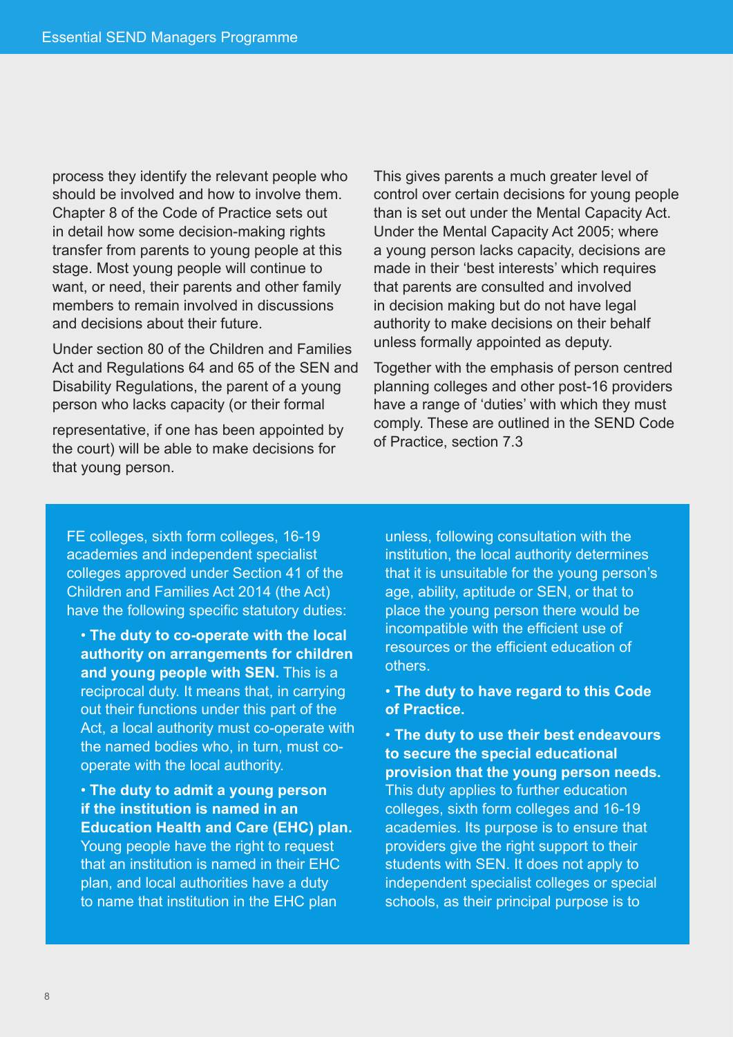process they identify the relevant people who should be involved and how to involve them. Chapter 8 of the Code of Practice sets out in detail how some decision-making rights transfer from parents to young people at this stage. Most young people will continue to want, or need, their parents and other family members to remain involved in discussions and decisions about their future.

Under section 80 of the Children and Families Act and Regulations 64 and 65 of the SEN and Disability Regulations, the parent of a young person who lacks capacity (or their formal representative, if one has been appointed by the court) will be able to make decisions for that young person.

This gives parents a much greater level of control over certain decisions for young people than is set out under the Mental Capacity Act. Under the Mental Capacity Act 2005; where a young person lacks capacity, decisions are made in their 'best interests' which requires that parents are consulted and involved in decision making but do not have legal authority to make decisions on their behalf unless formally appointed as deputy.

Together with the emphasis of person centred planning colleges and other post-16 providers have a range of 'duties' with which they must comply. These are outlined in the SEND Code of Practice, section 7.3

FE colleges, sixth form colleges, 16-19 academies and independent specialist colleges approved under Section 41 of the Children and Families Act 2014 (the Act) have the following specific statutory duties:

- **The duty to co-operate with the local authority on arrangements for children and young people with SEN.** This is a reciprocal duty. It means that, in carrying out their functions under this part of the Act, a local authority must co-operate with the named bodies who, in turn, must co-operate with the local authority.
- **The duty to admit a young person if the institution is named in an Education Health and Care (EHC) plan.** Young people have the right to request that an institution is named in their EHC plan, and local authorities have a duty to name that institution in the EHC plan unless, following consultation with the institution, the local authority determines that it is unsuitable for the young person's age, ability, aptitude or SEN, or that to place the young person there would be incompatible with the efficient use of resources or the efficient education of others.
- **The duty to have regard to this Code of Practice.**
- **The duty to use their best endeavours to secure the special educational provision that the young person needs.** This duty applies to further education colleges, sixth form colleges and 16-19 academies. Its purpose is to ensure that providers give the right support to their students with SEN. It does not apply to independent specialist colleges or special schools, as their principal purpose is to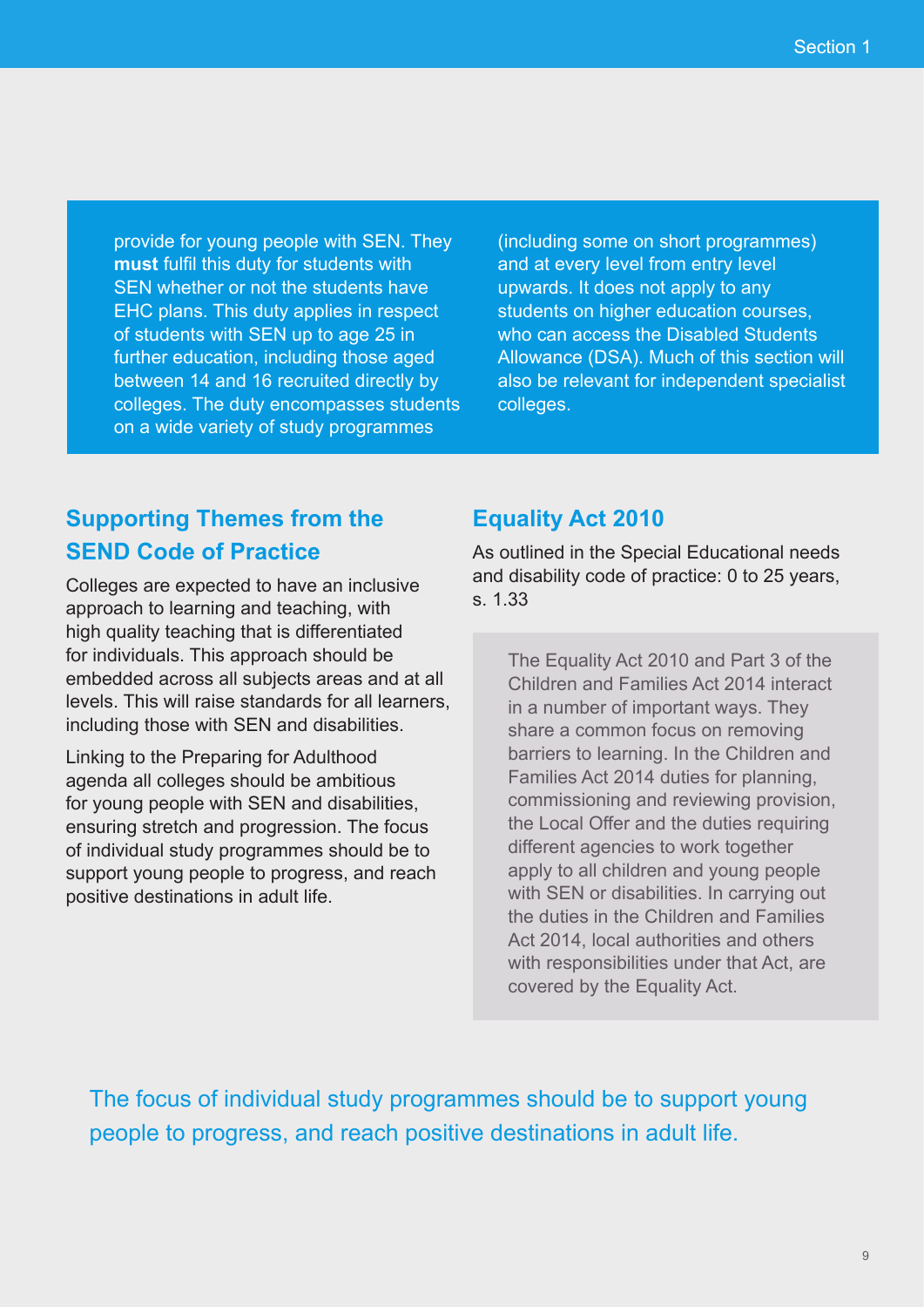provide for young people with SEN. They **must** fulfil this duty for students with SEN whether or not the students have EHC plans. This duty applies in respect of students with SEN up to age 25 in further education, including those aged between 14 and 16 recruited directly by colleges. The duty encompasses students on a wide variety of study programmes (including some on short programmes) and at every level from entry level upwards. It does not apply to any students on higher education courses, who can access the Disabled Students Allowance (DSA). Much of this section will also be relevant for independent specialist colleges.

## Supporting Themes from the SEND Code of Practice

Colleges are expected to have an inclusive approach to learning and teaching, with high quality teaching that is differentiated for individuals. This approach should be embedded across all subjects areas and at all levels. This will raise standards for all learners, including those with SEN and disabilities.

Linking to the Preparing for Adulthood agenda all colleges should be ambitious for young people with SEN and disabilities, ensuring stretch and progression. The focus of individual study programmes should be to support young people to progress, and reach positive destinations in adult life.

## Equality Act 2010

As outlined in the Special Educational needs and disability code of practice: 0 to 25 years, s. 1.33

> The Equality Act 2010 and Part 3 of the Children and Families Act 2014 interact in a number of important ways. They share a common focus on removing barriers to learning. In the Children and Families Act 2014 duties for planning, commissioning and reviewing provision, the Local Offer and the duties requiring different agencies to work together apply to all children and young people with SEN or disabilities. In carrying out the duties in the Children and Families Act 2014, local authorities and others with responsibilities under that Act, are covered by the Equality Act.

The focus of individual study programmes should be to support young people to progress, and reach positive destinations in adult life.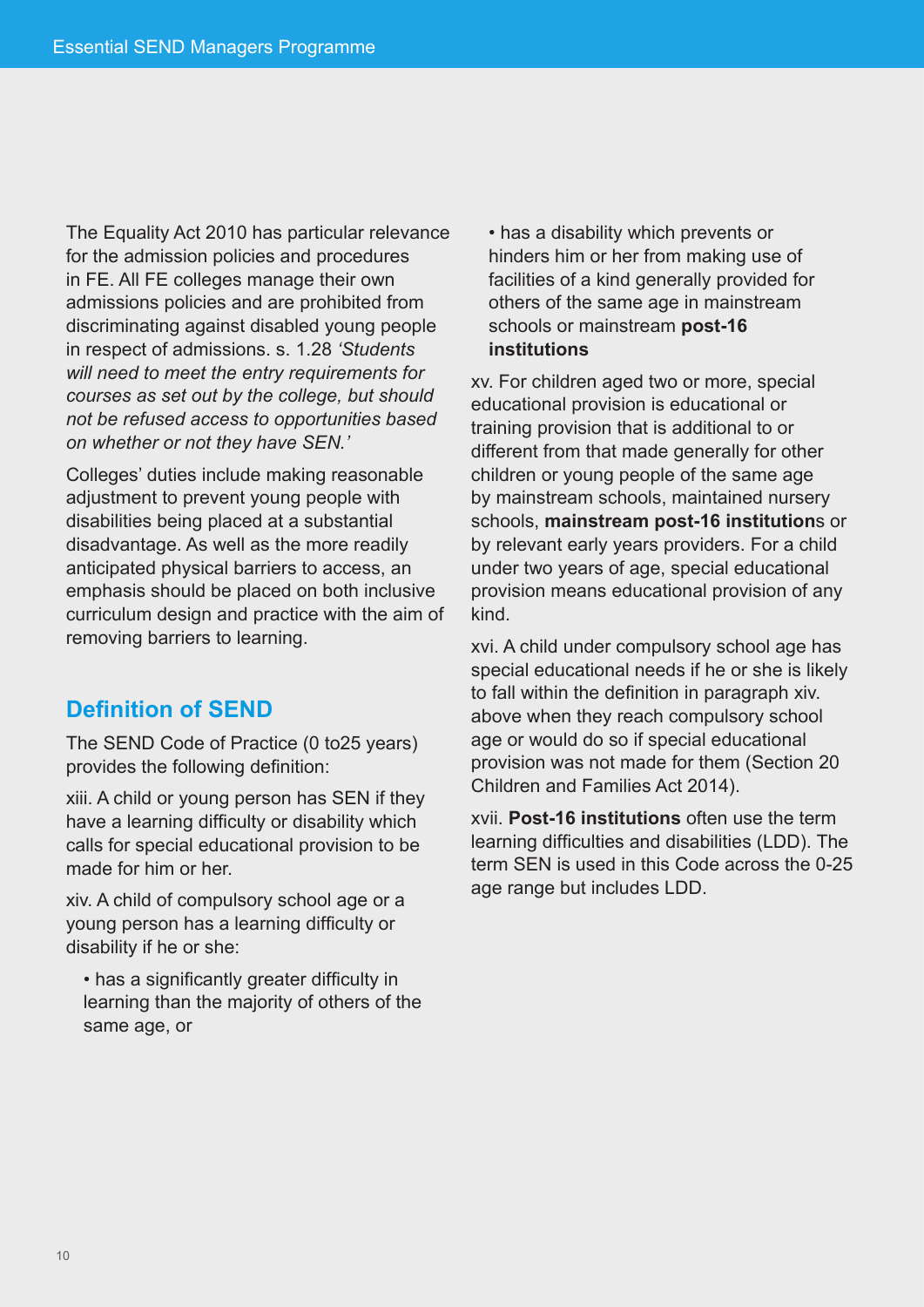The Equality Act 2010 has particular relevance for the admission policies and procedures in FE. All FE colleges manage their own admissions policies and are prohibited from discriminating against disabled young people in respect of admissions. s. 1.28 *'Students will need to meet the entry requirements for courses as set out by the college, but should not be refused access to opportunities based on whether or not they have SEN.'*

Colleges' duties include making reasonable adjustment to prevent young people with disabilities being placed at a substantial disadvantage. As well as the more readily anticipated physical barriers to access, an emphasis should be placed on both inclusive curriculum design and practice with the aim of removing barriers to learning.

## Definition of SEND

The SEND Code of Practice (0 to25 years) provides the following definition:

xiii. A child or young person has SEN if they have a learning difficulty or disability which calls for special educational provision to be made for him or her.

xiv. A child of compulsory school age or a young person has a learning difficulty or disability if he or she:

- has a significantly greater difficulty in learning than the majority of others of the same age, or
- has a disability which prevents or hinders him or her from making use of facilities of a kind generally provided for others of the same age in mainstream schools or mainstream **post-16 institutions**

xv. For children aged two or more, special educational provision is educational or training provision that is additional to or different from that made generally for other children or young people of the same age by mainstream schools, maintained nursery schools, **mainstream post-16 institution**s or by relevant early years providers. For a child under two years of age, special educational provision means educational provision of any kind.

xvi. A child under compulsory school age has special educational needs if he or she is likely to fall within the definition in paragraph xiv. above when they reach compulsory school age or would do so if special educational provision was not made for them (Section 20 Children and Families Act 2014).

xvii. **Post-16 institutions** often use the term learning difficulties and disabilities (LDD). The term SEN is used in this Code across the 0-25 age range but includes LDD.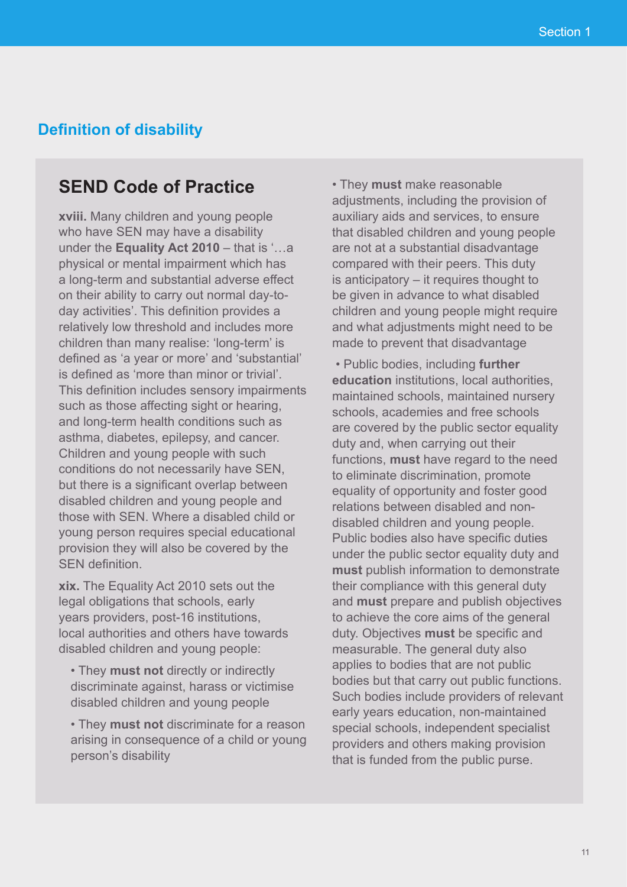## Definition of disability

### SEND Code of Practice

**xviii.** Many children and young people who have SEN may have a disability under the **Equality Act 2010** – that is '…a physical or mental impairment which has a long-term and substantial adverse effect on their ability to carry out normal day-to-day activities'. This definition provides a relatively low threshold and includes more children than many realise: 'long-term' is defined as 'a year or more' and 'substantial' is defined as 'more than minor or trivial'. This definition includes sensory impairments such as those affecting sight or hearing, and long-term health conditions such as asthma, diabetes, epilepsy, and cancer. Children and young people with such conditions do not necessarily have SEN, but there is a significant overlap between disabled children and young people and those with SEN. Where a disabled child or young person requires special educational provision they will also be covered by the SEN definition.

**xix.** The Equality Act 2010 sets out the legal obligations that schools, early years providers, post-16 institutions, local authorities and others have towards disabled children and young people:

- They **must not** directly or indirectly discriminate against, harass or victimise disabled children and young people
- They **must not** discriminate for a reason arising in consequence of a child or young person's disability
- They **must** make reasonable adjustments, including the provision of auxiliary aids and services, to ensure that disabled children and young people are not at a substantial disadvantage compared with their peers. This duty is anticipatory – it requires thought to be given in advance to what disabled children and young people might require and what adjustments might need to be made to prevent that disadvantage
- Public bodies, including **further education** institutions, local authorities, maintained schools, maintained nursery schools, academies and free schools are covered by the public sector equality duty and, when carrying out their functions, **must** have regard to the need to eliminate discrimination, promote equality of opportunity and foster good relations between disabled and non-disabled children and young people. Public bodies also have specific duties under the public sector equality duty and **must** publish information to demonstrate their compliance with this general duty and **must** prepare and publish objectives to achieve the core aims of the general duty. Objectives **must** be specific and measurable. The general duty also applies to bodies that are not public bodies but that carry out public functions. Such bodies include providers of relevant early years education, non-maintained special schools, independent specialist providers and others making provision that is funded from the public purse.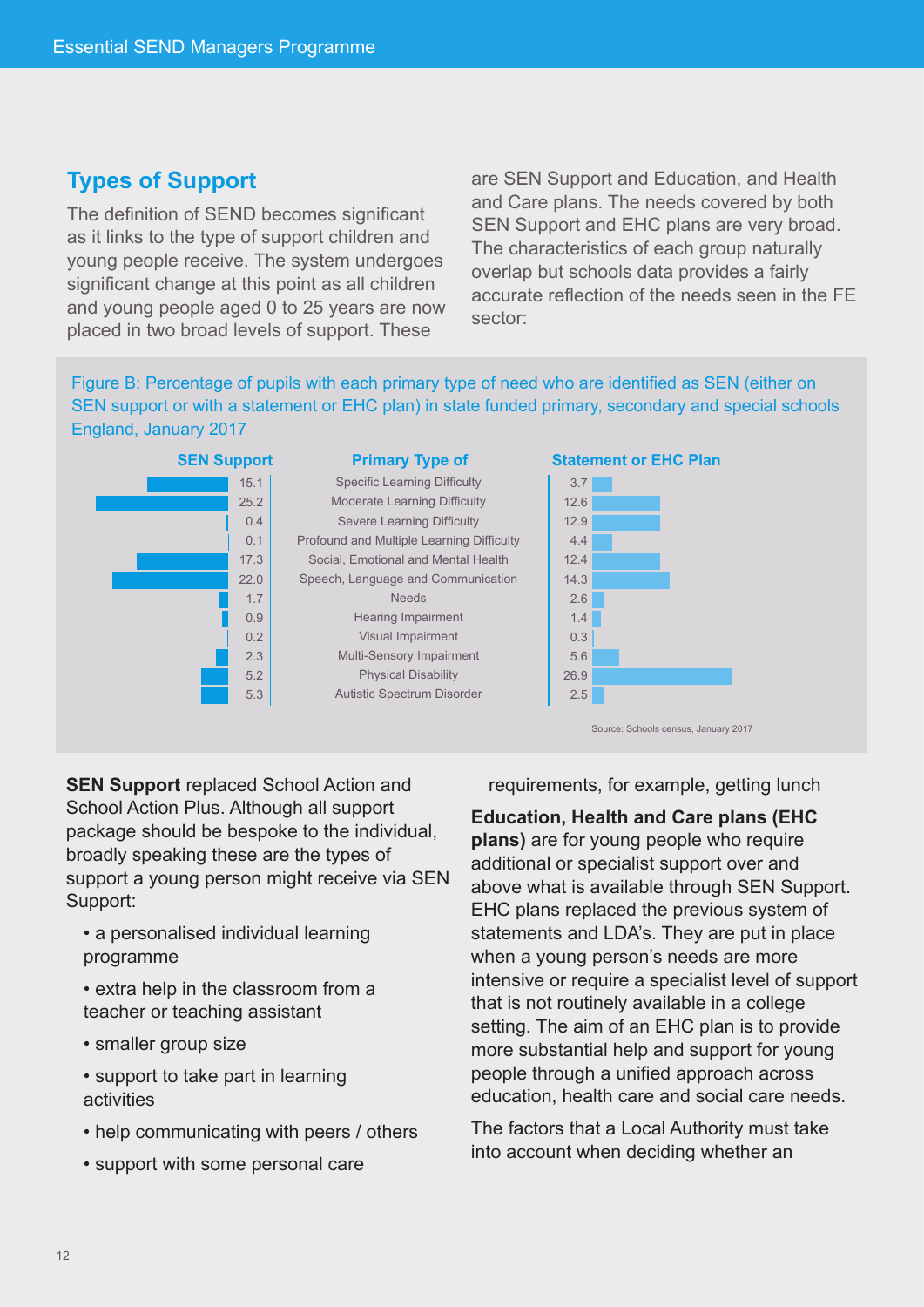## Types of Support

The definition of SEND becomes significant as it links to the type of support children and young people receive. The system undergoes significant change at this point as all children and young people aged 0 to 25 years are now placed in two broad levels of support. These are SEN Support and Education, and Health and Care plans. The needs covered by both SEN Support and EHC plans are very broad. The characteristics of each group naturally overlap but schools data provides a fairly accurate reflection of the needs seen in the FE sector:

Figure B: Percentage of pupils with each primary type of need who are identified as SEN (either on SEN support or with a statement or EHC plan) in state funded primary, secondary and special schools England, January 2017

| SEN Support | Primary Type of | Statement or EHC Plan |
|---|---|---|
| 15.1 | Specific Learning Difficulty | 3.7 |
| 25.2 | Moderate Learning Difficulty | 12.6 |
| 0.4 | Severe Learning Difficulty | 12.9 |
| 0.1 | Profound and Multiple Learning Difficulty | 4.4 |
| 17.3 | Social, Emotional and Mental Health | 12.4 |
| 22.0 | Speech, Language and Communication | 14.3 |
| 1.7 | Needs | 2.6 |
| 0.9 | Hearing Impairment | 1.4 |
| 0.2 | Visual Impairment | 0.3 |
| 2.3 | Multi-Sensory Impairment | 5.6 |
| 5.2 | Physical Disability | 26.9 |
| 5.3 | Autistic Spectrum Disorder | 2.5 |

Source: Schools census, January 2017

**SEN Support** replaced School Action and School Action Plus. Although all support package should be bespoke to the individual, broadly speaking these are the types of support a young person might receive via SEN Support:

- a personalised individual learning programme
- extra help in the classroom from a teacher or teaching assistant
- smaller group size
- support to take part in learning activities
- help communicating with peers / others
- support with some personal care requirements, for example, getting lunch

**Education, Health and Care plans (EHC plans)** are for young people who require additional or specialist support over and above what is available through SEN Support. EHC plans replaced the previous system of statements and LDA's. They are put in place when a young person's needs are more intensive or require a specialist level of support that is not routinely available in a college setting. The aim of an EHC plan is to provide more substantial help and support for young people through a unified approach across education, health care and social care needs.

The factors that a Local Authority must take into account when deciding whether an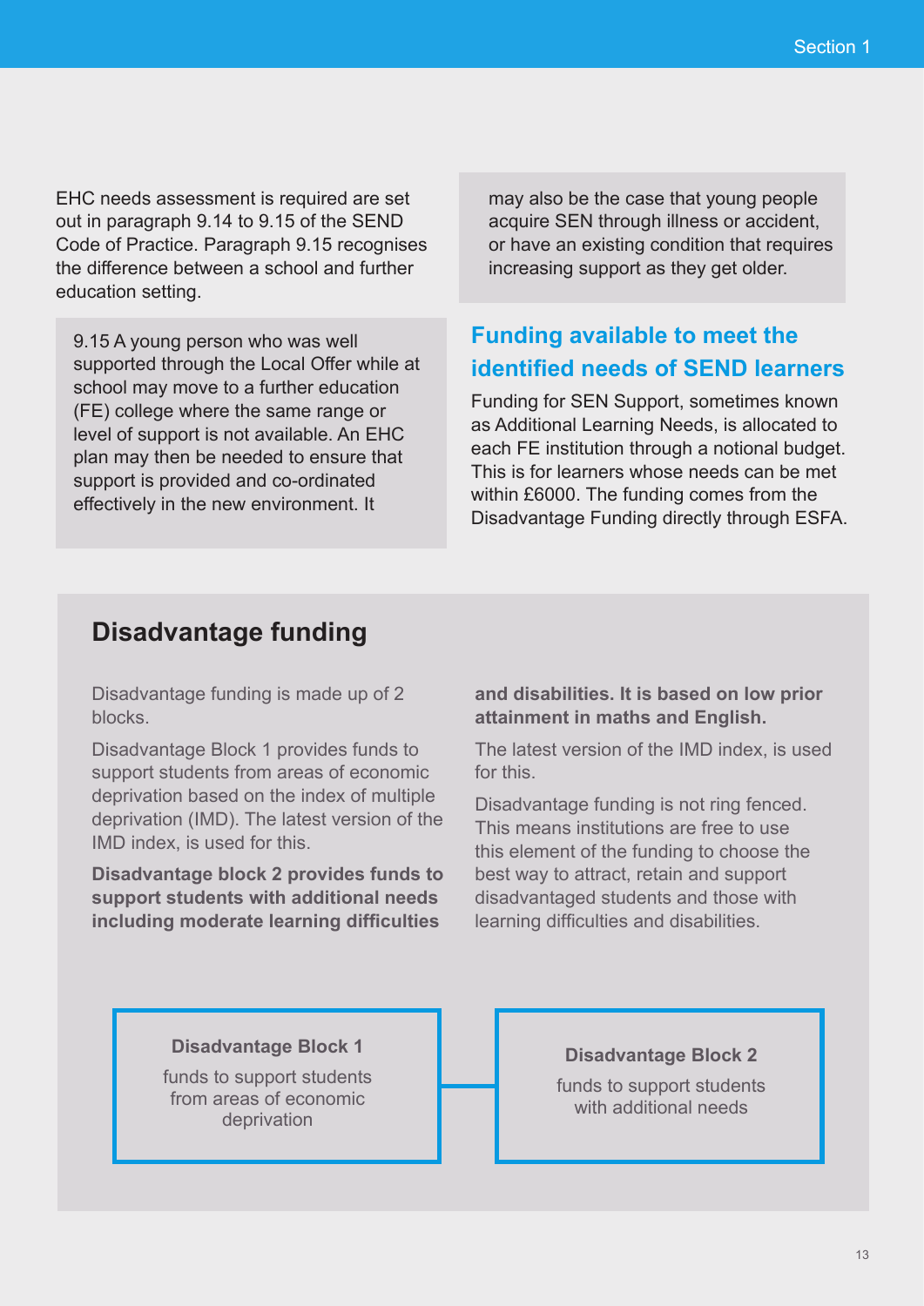EHC needs assessment is required are set out in paragraph 9.14 to 9.15 of the SEND Code of Practice. Paragraph 9.15 recognises the difference between a school and further education setting.

> 9.15 A young person who was well supported through the Local Offer while at school may move to a further education (FE) college where the same range or level of support is not available. An EHC plan may then be needed to ensure that support is provided and co-ordinated effectively in the new environment. It may also be the case that young people acquire SEN through illness or accident, or have an existing condition that requires increasing support as they get older.

## Funding available to meet the identified needs of SEND learners

Funding for SEN Support, sometimes known as Additional Learning Needs, is allocated to each FE institution through a notional budget. This is for learners whose needs can be met within £6000. The funding comes from the Disadvantage Funding directly through ESFA.

## Disadvantage funding

Disadvantage funding is made up of 2 blocks.

Disadvantage Block 1 provides funds to support students from areas of economic deprivation based on the index of multiple deprivation (IMD). The latest version of the IMD index, is used for this.

**Disadvantage block 2 provides funds to support students with additional needs including moderate learning difficulties and disabilities. It is based on low prior attainment in maths and English.**

The latest version of the IMD index, is used for this.

Disadvantage funding is not ring fenced. This means institutions are free to use this element of the funding to choose the best way to attract, retain and support disadvantaged students and those with learning difficulties and disabilities.

**Disadvantage Block 1**
funds to support students from areas of economic deprivation

**Disadvantage Block 2**
funds to support students with additional needs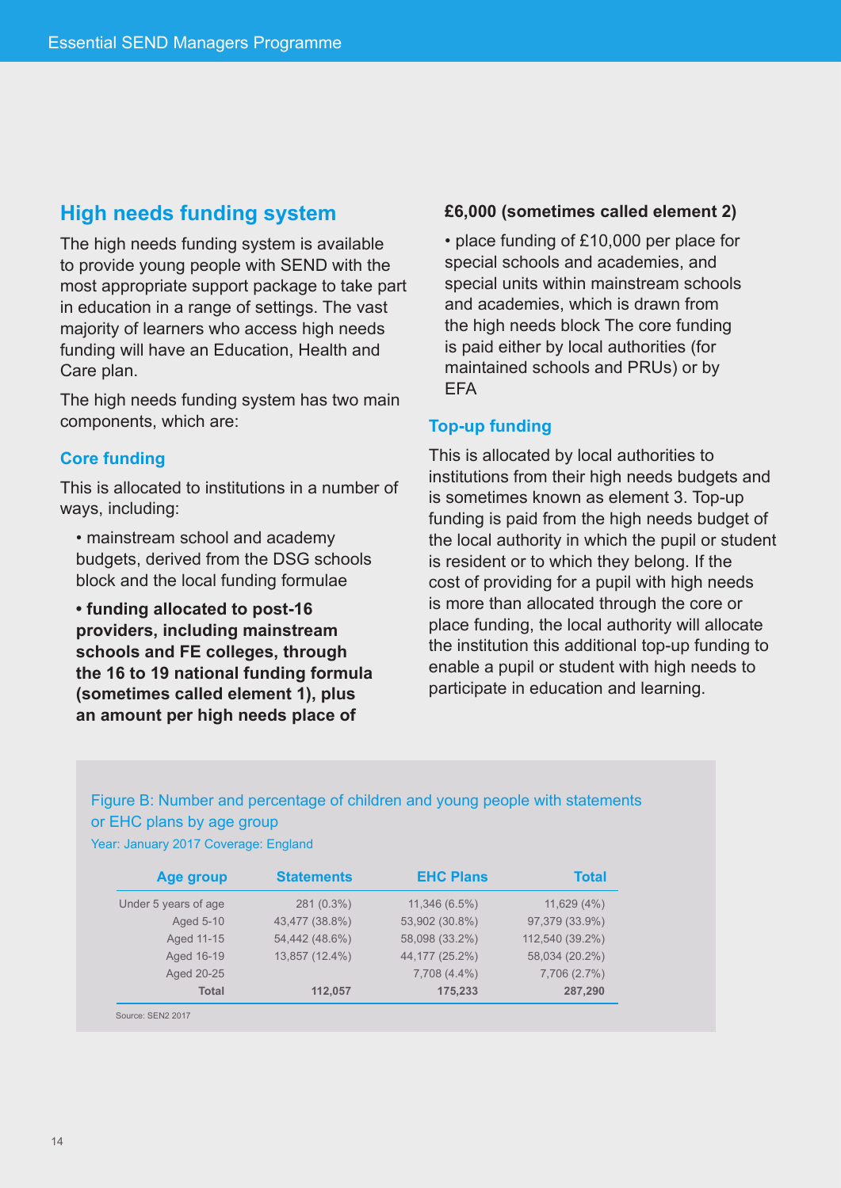## High needs funding system

The high needs funding system is available to provide young people with SEND with the most appropriate support package to take part in education in a range of settings. The vast majority of learners who access high needs funding will have an Education, Health and Care plan.

The high needs funding system has two main components, which are:

### Core funding

This is allocated to institutions in a number of ways, including:

- mainstream school and academy budgets, derived from the DSG schools block and the local funding formulae
- **funding allocated to post-16 providers, including mainstream schools and FE colleges, through the 16 to 19 national funding formula (sometimes called element 1), plus an amount per high needs place of £6,000 (sometimes called element 2)**
- place funding of £10,000 per place for special schools and academies, and special units within mainstream schools and academies, which is drawn from the high needs block The core funding is paid either by local authorities (for maintained schools and PRUs) or by EFA

### Top-up funding

This is allocated by local authorities to institutions from their high needs budgets and is sometimes known as element 3. Top-up funding is paid from the high needs budget of the local authority in which the pupil or student is resident or to which they belong. If the cost of providing for a pupil with high needs is more than allocated through the core or place funding, the local authority will allocate the institution this additional top-up funding to enable a pupil or student with high needs to participate in education and learning.

Figure B: Number and percentage of children and young people with statements or EHC plans by age group

Year: January 2017 Coverage: England

| Age group | Statements | EHC Plans | Total |
|---|---|---|---|
| Under 5 years of age | 281 (0.3%) | 11,346 (6.5%) | 11,629 (4%) |
| Aged 5-10 | 43,477 (38.8%) | 53,902 (30.8%) | 97,379 (33.9%) |
| Aged 11-15 | 54,442 (48.6%) | 58,098 (33.2%) | 112,540 (39.2%) |
| Aged 16-19 | 13,857 (12.4%) | 44,177 (25.2%) | 58,034 (20.2%) |
| Aged 20-25 | | 7,708 (4.4%) | 7,706 (2.7%) |
| **Total** | **112,057** | **175,233** | **287,290** |

Source: SEN2 2017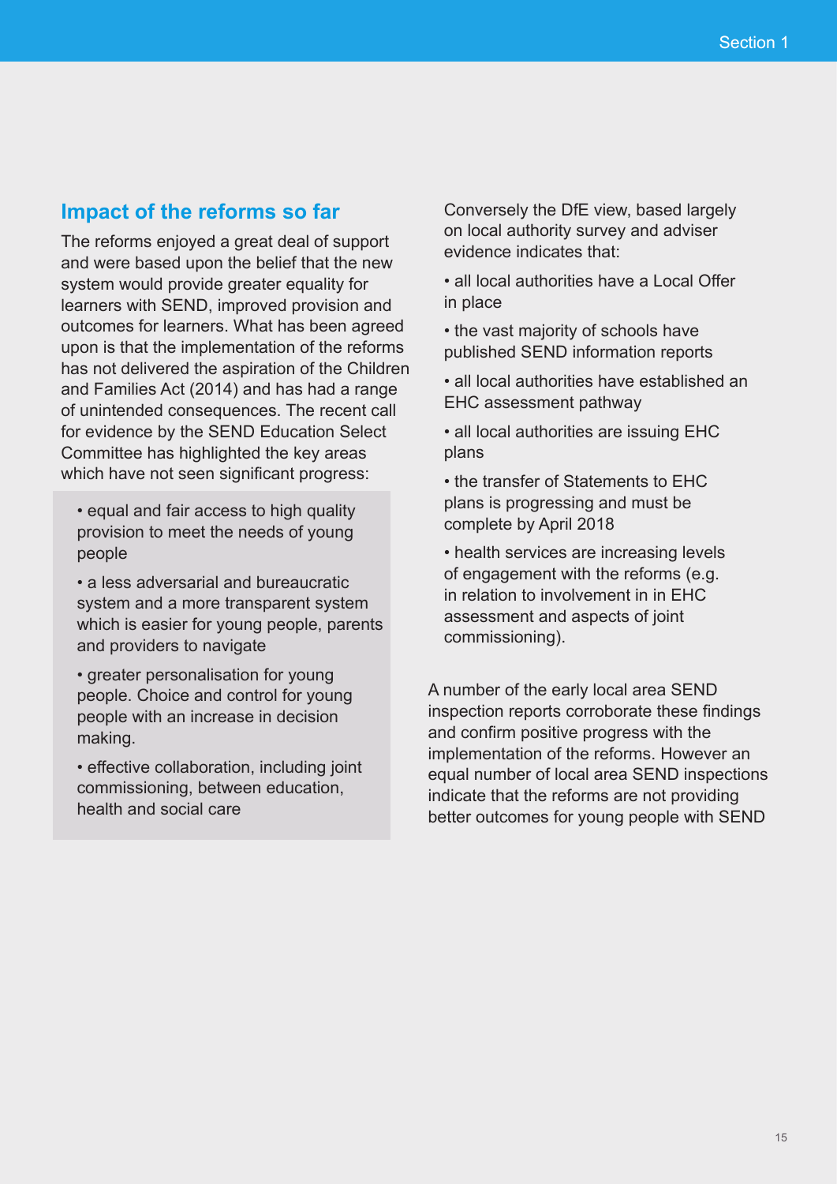## Impact of the reforms so far

The reforms enjoyed a great deal of support and were based upon the belief that the new system would provide greater equality for learners with SEND, improved provision and outcomes for learners. What has been agreed upon is that the implementation of the reforms has not delivered the aspiration of the Children and Families Act (2014) and has had a range of unintended consequences. The recent call for evidence by the SEND Education Select Committee has highlighted the key areas which have not seen significant progress:

- equal and fair access to high quality provision to meet the needs of young people
- a less adversarial and bureaucratic system and a more transparent system which is easier for young people, parents and providers to navigate
- greater personalisation for young people. Choice and control for young people with an increase in decision making.
- effective collaboration, including joint commissioning, between education, health and social care

Conversely the DfE view, based largely on local authority survey and adviser evidence indicates that:

- all local authorities have a Local Offer in place
- the vast majority of schools have published SEND information reports
- all local authorities have established an EHC assessment pathway
- all local authorities are issuing EHC plans
- the transfer of Statements to EHC plans is progressing and must be complete by April 2018
- health services are increasing levels of engagement with the reforms (e.g. in relation to involvement in in EHC assessment and aspects of joint commissioning).

A number of the early local area SEND inspection reports corroborate these findings and confirm positive progress with the implementation of the reforms. However an equal number of local area SEND inspections indicate that the reforms are not providing better outcomes for young people with SEND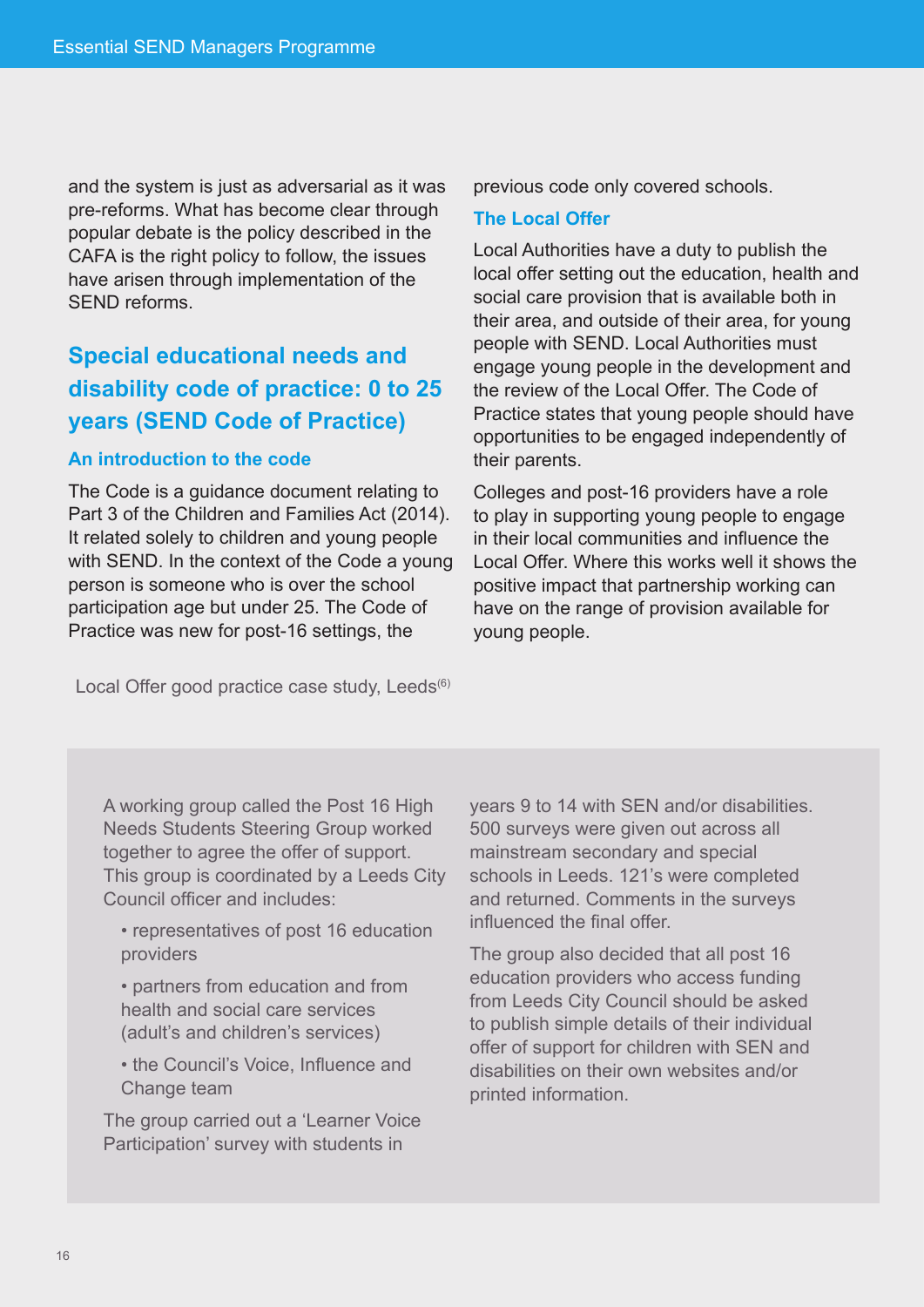and the system is just as adversarial as it was pre-reforms. What has become clear through popular debate is the policy described in the CAFA is the right policy to follow, the issues have arisen through implementation of the SEND reforms.

## Special educational needs and disability code of practice: 0 to 25 years (SEND Code of Practice)

### An introduction to the code

The Code is a guidance document relating to Part 3 of the Children and Families Act (2014). It related solely to children and young people with SEND. In the context of the Code a young person is someone who is over the school participation age but under 25. The Code of Practice was new for post-16 settings, the previous code only covered schools.

### The Local Offer

Local Authorities have a duty to publish the local offer setting out the education, health and social care provision that is available both in their area, and outside of their area, for young people with SEND. Local Authorities must engage young people in the development and the review of the Local Offer. The Code of Practice states that young people should have opportunities to be engaged independently of their parents.

Colleges and post-16 providers have a role to play in supporting young people to engage in their local communities and influence the Local Offer. Where this works well it shows the positive impact that partnership working can have on the range of provision available for young people.

Local Offer good practice case study, Leeds[6]

A working group called the Post 16 High Needs Students Steering Group worked together to agree the offer of support. This group is coordinated by a Leeds City Council officer and includes:

- representatives of post 16 education providers
- partners from education and from health and social care services (adult's and children's services)
- the Council's Voice, Influence and Change team

The group carried out a 'Learner Voice Participation' survey with students in years 9 to 14 with SEN and/or disabilities. 500 surveys were given out across all mainstream secondary and special schools in Leeds. 121's were completed and returned. Comments in the surveys influenced the final offer.

The group also decided that all post 16 education providers who access funding from Leeds City Council should be asked to publish simple details of their individual offer of support for children with SEN and disabilities on their own websites and/or printed information.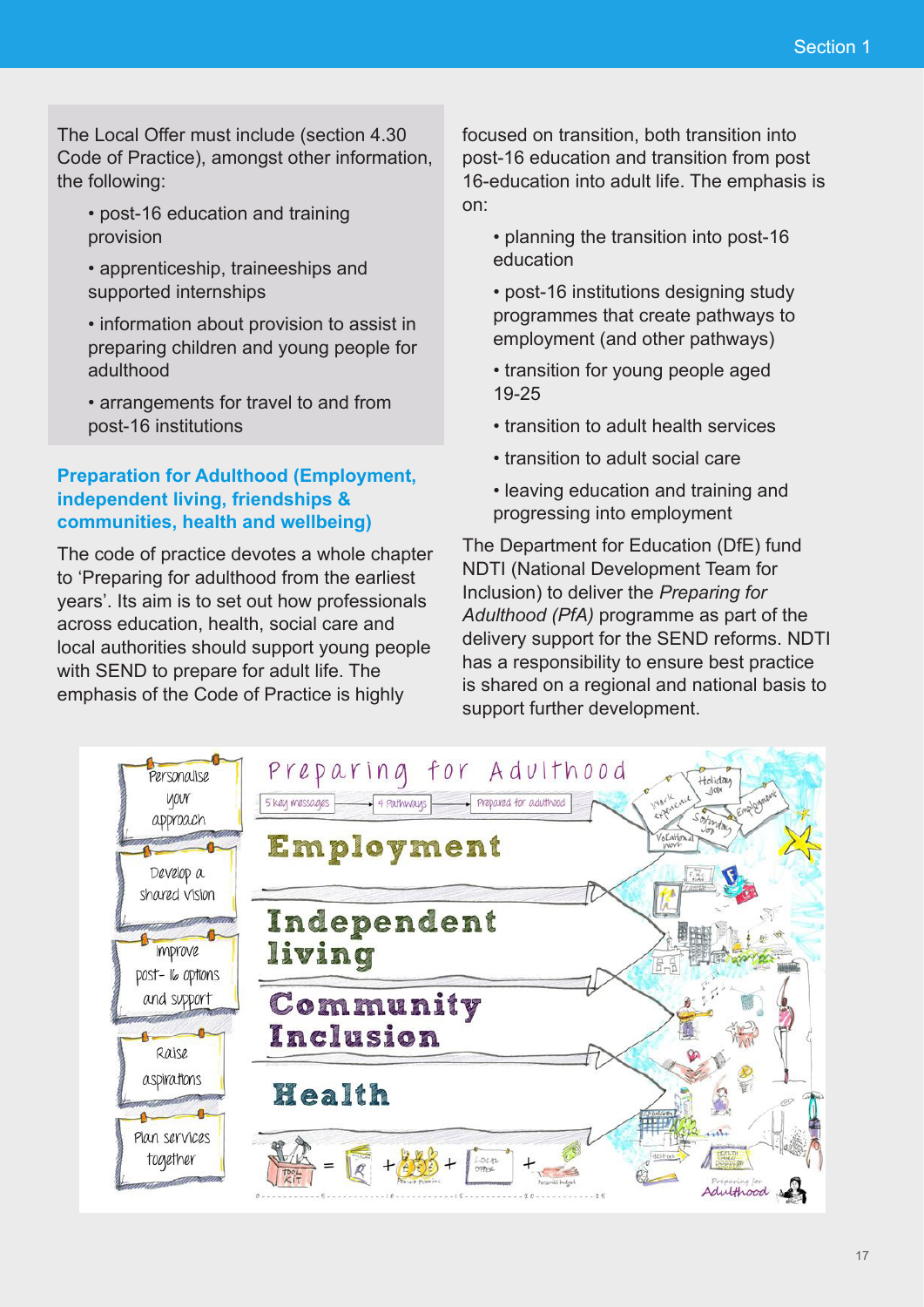The Local Offer must include (section 4.30 Code of Practice), amongst other information, the following:

- post-16 education and training provision
- apprenticeship, traineeships and supported internships
- information about provision to assist in preparing children and young people for adulthood
- arrangements for travel to and from post-16 institutions

### Preparation for Adulthood (Employment, independent living, friendships & communities, health and wellbeing)

The code of practice devotes a whole chapter to 'Preparing for adulthood from the earliest years'. Its aim is to set out how professionals across education, health, social care and local authorities should support young people with SEND to prepare for adult life. The emphasis of the Code of Practice is highly focused on transition, both transition into post-16 education and transition from post 16-education into adult life. The emphasis is on:

- planning the transition into post-16 education
- post-16 institutions designing study programmes that create pathways to employment (and other pathways)
- transition for young people aged 19-25
- transition to adult health services
- transition to adult social care
- leaving education and training and progressing into employment

The Department for Education (DfE) fund NDTI (National Development Team for Inclusion) to deliver the *Preparing for Adulthood (PfA)* programme as part of the delivery support for the SEND reforms. NDTI has a responsibility to ensure best practice is shared on a regional and national basis to support further development.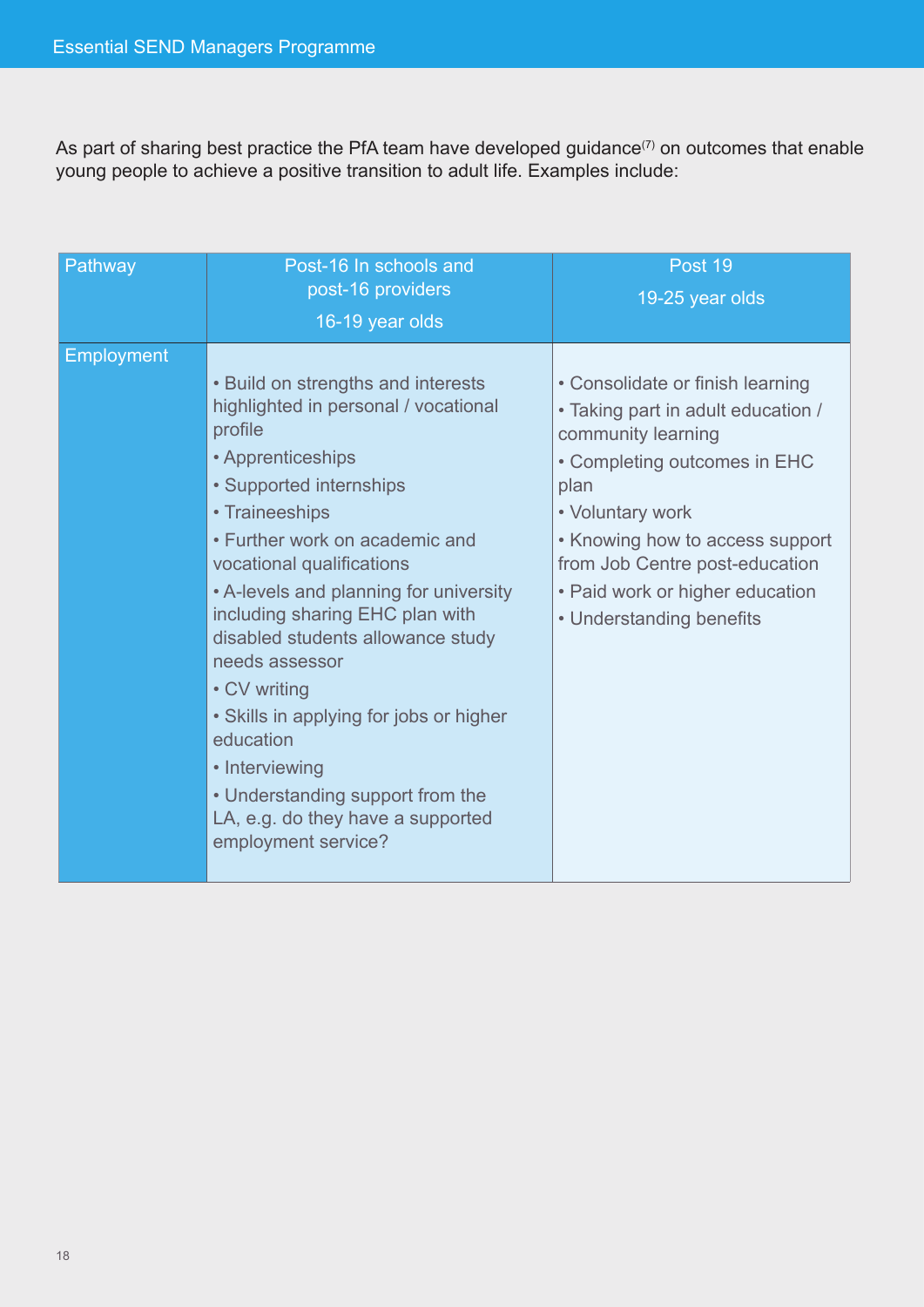As part of sharing best practice the PfA team have developed guidance[7] on outcomes that enable young people to achieve a positive transition to adult life. Examples include:

| Pathway | Post-16 In schools and post-16 providers<br>16-19 year olds | Post 19<br>19-25 year olds |
|---|---|---|
| Employment | • Build on strengths and interests highlighted in personal / vocational profile<br>• Apprenticeships<br>• Supported internships<br>• Traineeships<br>• Further work on academic and vocational qualifications<br>• A-levels and planning for university including sharing EHC plan with disabled students allowance study needs assessor<br>• CV writing<br>• Skills in applying for jobs or higher education<br>• Interviewing<br>• Understanding support from the LA, e.g. do they have a supported employment service? | • Consolidate or finish learning<br>• Taking part in adult education / community learning<br>• Completing outcomes in EHC plan<br>• Voluntary work<br>• Knowing how to access support from Job Centre post-education<br>• Paid work or higher education<br>• Understanding benefits |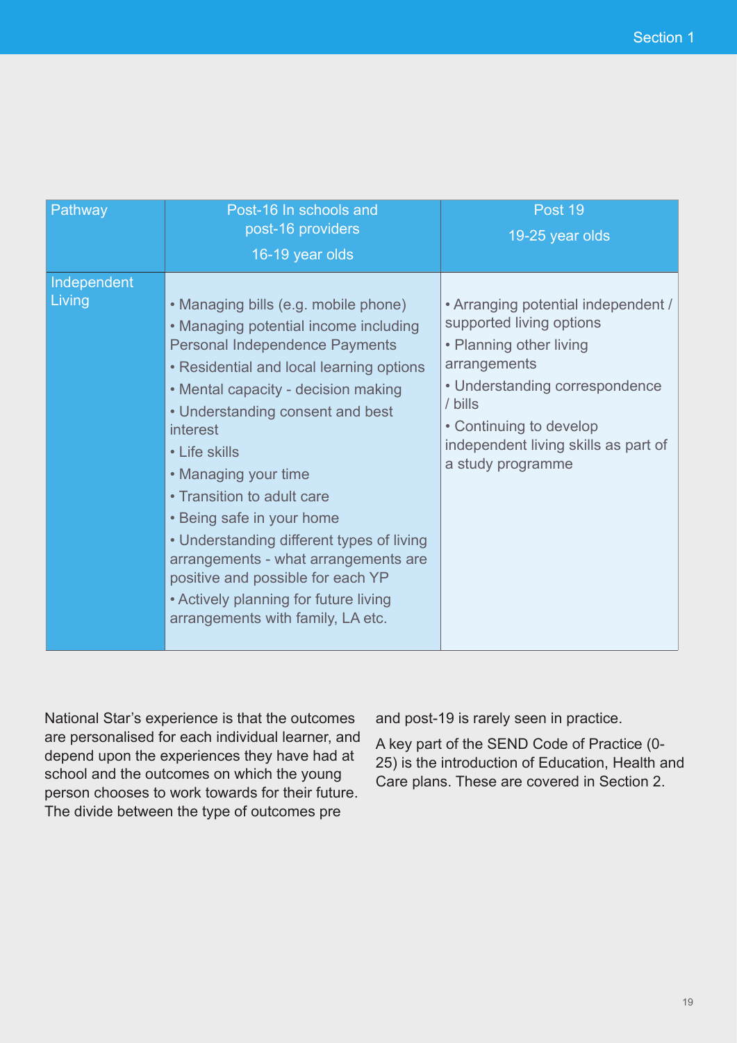| Pathway | Post-16 In schools and post-16 providers<br>16-19 year olds | Post 19<br>19-25 year olds |
|---|---|---|
| Independent Living | • Managing bills (e.g. mobile phone)<br>• Managing potential income including Personal Independence Payments<br>• Residential and local learning options<br>• Mental capacity - decision making<br>• Understanding consent and best interest<br>• Life skills<br>• Managing your time<br>• Transition to adult care<br>• Being safe in your home<br>• Understanding different types of living arrangements - what arrangements are positive and possible for each YP<br>• Actively planning for future living arrangements with family, LA etc. | • Arranging potential independent / supported living options<br>• Planning other living arrangements<br>• Understanding correspondence / bills<br>• Continuing to develop independent living skills as part of a study programme |

National Star's experience is that the outcomes are personalised for each individual learner, and depend upon the experiences they have had at school and the outcomes on which the young person chooses to work towards for their future. The divide between the type of outcomes pre and post-19 is rarely seen in practice.

A key part of the SEND Code of Practice (0-25) is the introduction of Education, Health and Care plans. These are covered in Section 2.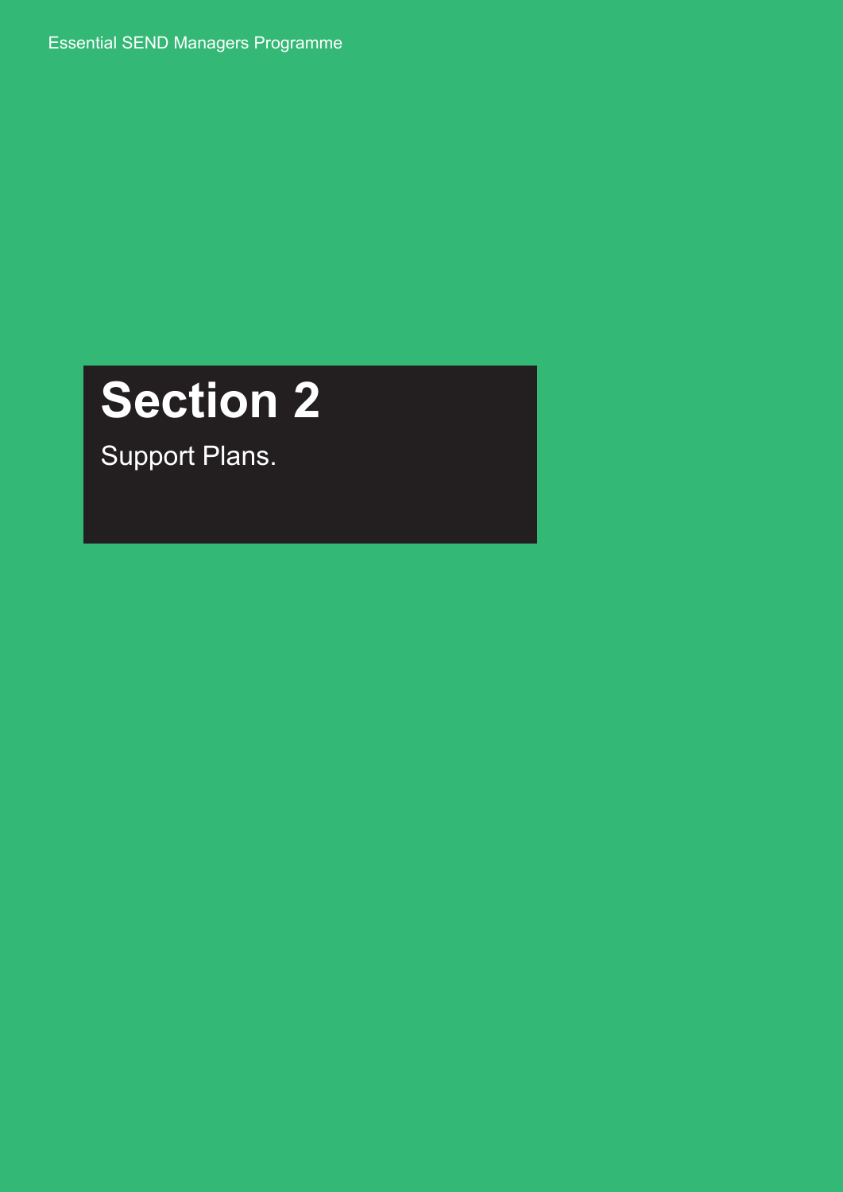# Section 2

Support Plans.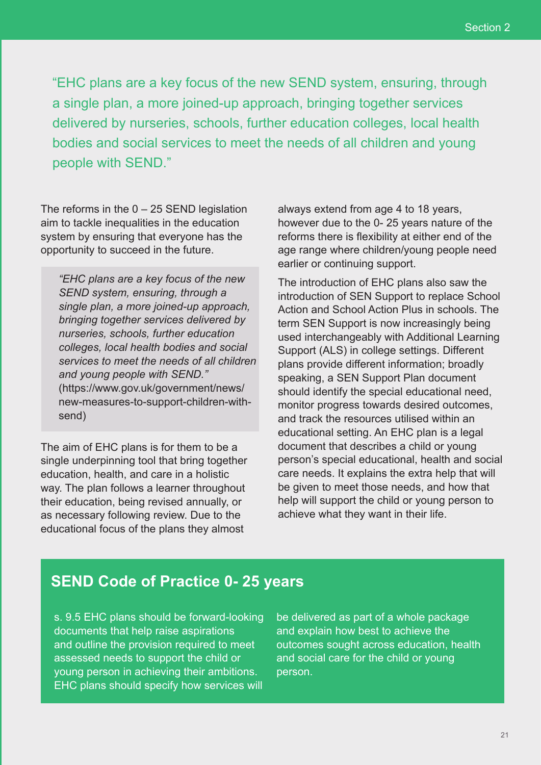"EHC plans are a key focus of the new SEND system, ensuring, through a single plan, a more joined-up approach, bringing together services delivered by nurseries, schools, further education colleges, local health bodies and social services to meet the needs of all children and young people with SEND."

The reforms in the 0 – 25 SEND legislation aim to tackle inequalities in the education system by ensuring that everyone has the opportunity to succeed in the future.

> *"EHC plans are a key focus of the new SEND system, ensuring, through a single plan, a more joined-up approach, bringing together services delivered by nurseries, schools, further education colleges, local health bodies and social services to meet the needs of all children and young people with SEND."* (https://www.gov.uk/government/news/new-measures-to-support-children-with-send)

The aim of EHC plans is for them to be a single underpinning tool that bring together education, health, and care in a holistic way. The plan follows a learner throughout their education, being revised annually, or as necessary following review. Due to the educational focus of the plans they almost always extend from age 4 to 18 years, however due to the 0- 25 years nature of the reforms there is flexibility at either end of the age range where children/young people need earlier or continuing support.

The introduction of EHC plans also saw the introduction of SEN Support to replace School Action and School Action Plus in schools. The term SEN Support is now increasingly being used interchangeably with Additional Learning Support (ALS) in college settings. Different plans provide different information; broadly speaking, a SEN Support Plan document should identify the special educational need, monitor progress towards desired outcomes, and track the resources utilised within an educational setting. An EHC plan is a legal document that describes a child or young person's special educational, health and social care needs. It explains the extra help that will be given to meet those needs, and how that help will support the child or young person to achieve what they want in their life.

## SEND Code of Practice 0- 25 years

s. 9.5 EHC plans should be forward-looking documents that help raise aspirations and outline the provision required to meet assessed needs to support the child or young person in achieving their ambitions. EHC plans should specify how services will be delivered as part of a whole package and explain how best to achieve the outcomes sought across education, health and social care for the child or young person.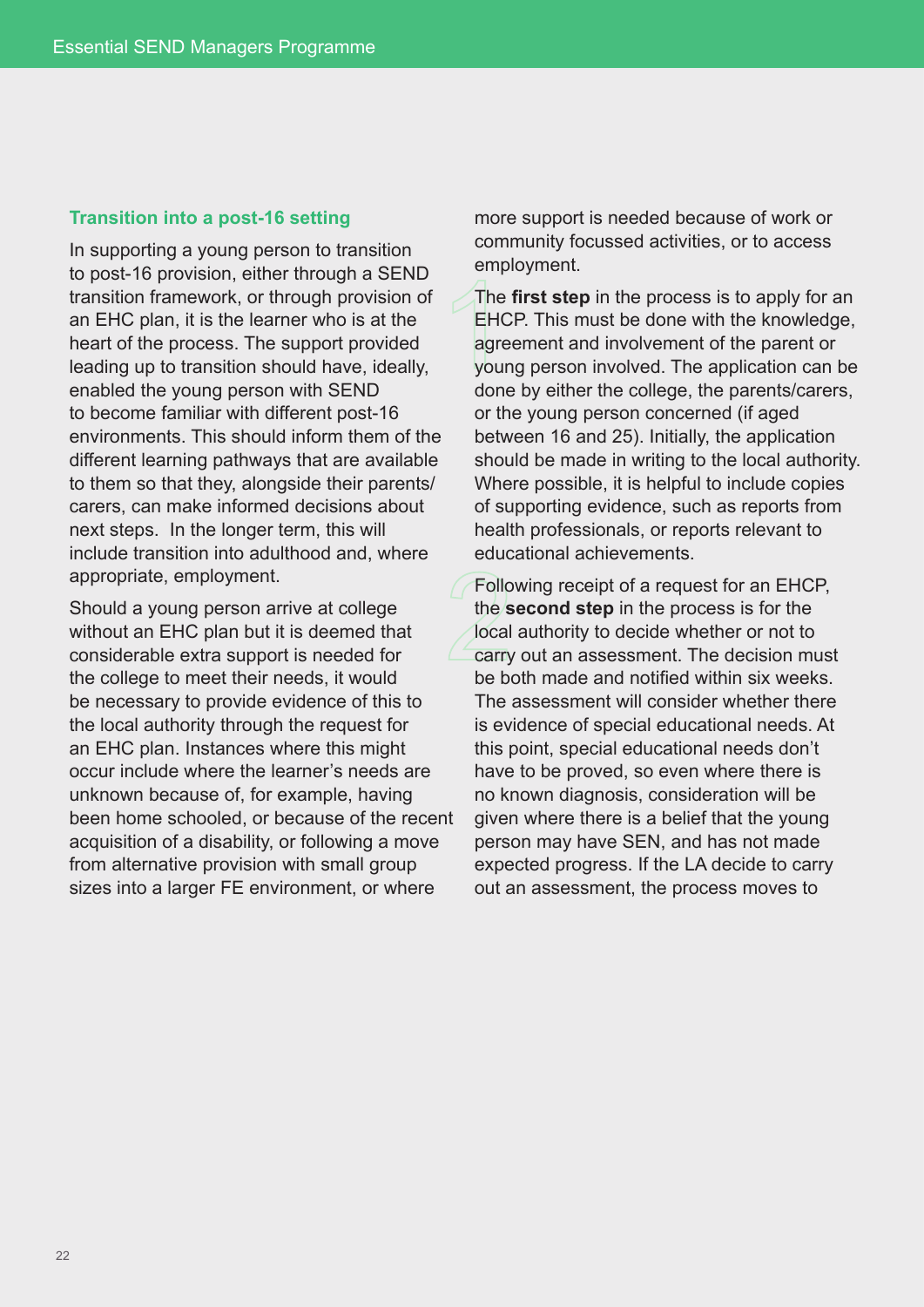### Transition into a post-16 setting

In supporting a young person to transition to post-16 provision, either through a SEND transition framework, or through provision of an EHC plan, it is the learner who is at the heart of the process. The support provided leading up to transition should have, ideally, enabled the young person with SEND to become familiar with different post-16 environments. This should inform them of the different learning pathways that are available to them so that they, alongside their parents/carers, can make informed decisions about next steps. In the longer term, this will include transition into adulthood and, where appropriate, employment.

Should a young person arrive at college without an EHC plan but it is deemed that considerable extra support is needed for the college to meet their needs, it would be necessary to provide evidence of this to the local authority through the request for an EHC plan. Instances where this might occur include where the learner's needs are unknown because of, for example, having been home schooled, or because of the recent acquisition of a disability, or following a move from alternative provision with small group sizes into a larger FE environment, or where more support is needed because of work or community focussed activities, or to access employment.

1. The **first step** in the process is to apply for an EHCP. This must be done with the knowledge, agreement and involvement of the parent or young person involved. The application can be done by either the college, the parents/carers, or the young person concerned (if aged between 16 and 25). Initially, the application should be made in writing to the local authority. Where possible, it is helpful to include copies of supporting evidence, such as reports from health professionals, or reports relevant to educational achievements.

2. Following receipt of a request for an EHCP, the **second step** in the process is for the local authority to decide whether or not to carry out an assessment. The decision must be both made and notified within six weeks. The assessment will consider whether there is evidence of special educational needs. At this point, special educational needs don't have to be proved, so even where there is no known diagnosis, consideration will be given where there is a belief that the young person may have SEN, and has not made expected progress. If the LA decide to carry out an assessment, the process moves to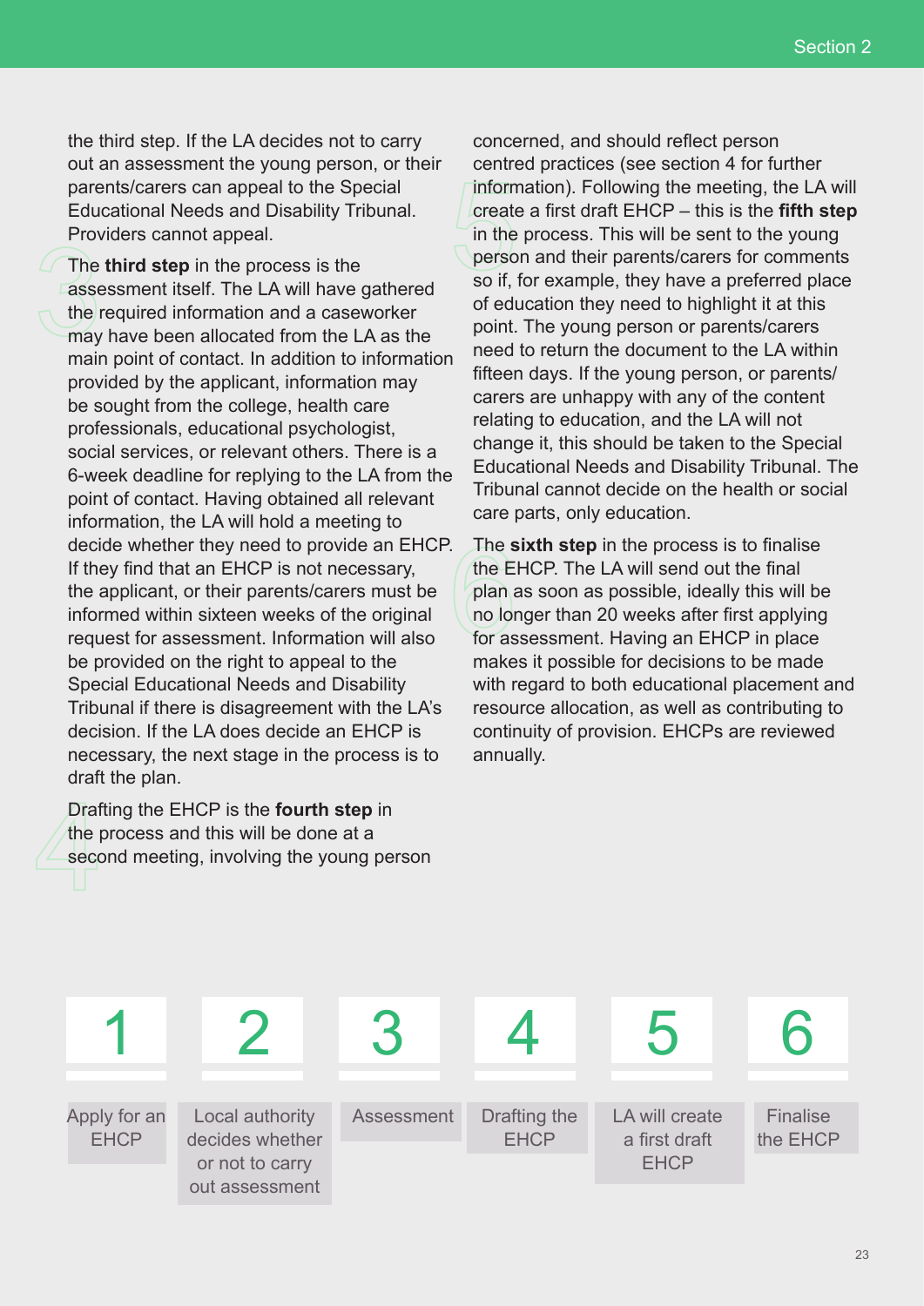the third step. If the LA decides not to carry out an assessment the young person, or their parents/carers can appeal to the Special Educational Needs and Disability Tribunal. Providers cannot appeal.

The **third step** in the process is the assessment itself. The LA will have gathered the required information and a caseworker may have been allocated from the LA as the main point of contact. In addition to information provided by the applicant, information may be sought from the college, health care professionals, educational psychologist, social services, or relevant others. There is a 6-week deadline for replying to the LA from the point of contact. Having obtained all relevant information, the LA will hold a meeting to decide whether they need to provide an EHCP. If they find that an EHCP is not necessary, the applicant, or their parents/carers must be informed within sixteen weeks of the original request for assessment. Information will also be provided on the right to appeal to the Special Educational Needs and Disability Tribunal if there is disagreement with the LA's decision. If the LA does decide an EHCP is necessary, the next stage in the process is to draft the plan.

Drafting the EHCP is the **fourth step** in the process and this will be done at a second meeting, involving the young person concerned, and should reflect person centred practices (see section 4 for further information). Following the meeting, the LA will create a first draft EHCP – this is the **fifth step** in the process. This will be sent to the young person and their parents/carers for comments so if, for example, they have a preferred place of education they need to highlight it at this point. The young person or parents/carers need to return the document to the LA within fifteen days. If the young person, or parents/carers are unhappy with any of the content relating to education, and the LA will not change it, this should be taken to the Special Educational Needs and Disability Tribunal. The Tribunal cannot decide on the health or social care parts, only education.

The **sixth step** in the process is to finalise the EHCP. The LA will send out the final plan as soon as possible, ideally this will be no longer than 20 weeks after first applying for assessment. Having an EHCP in place makes it possible for decisions to be made with regard to both educational placement and resource allocation, as well as contributing to continuity of provision. EHCPs are reviewed annually.

| 1 | 2 | 3 | 4 | 5 | 6 |
|---|---|---|---|---|---|
| Apply for an EHCP | Local authority decides whether or not to carry out assessment | Assessment | Drafting the EHCP | LA will create a first draft EHCP | Finalise the EHCP |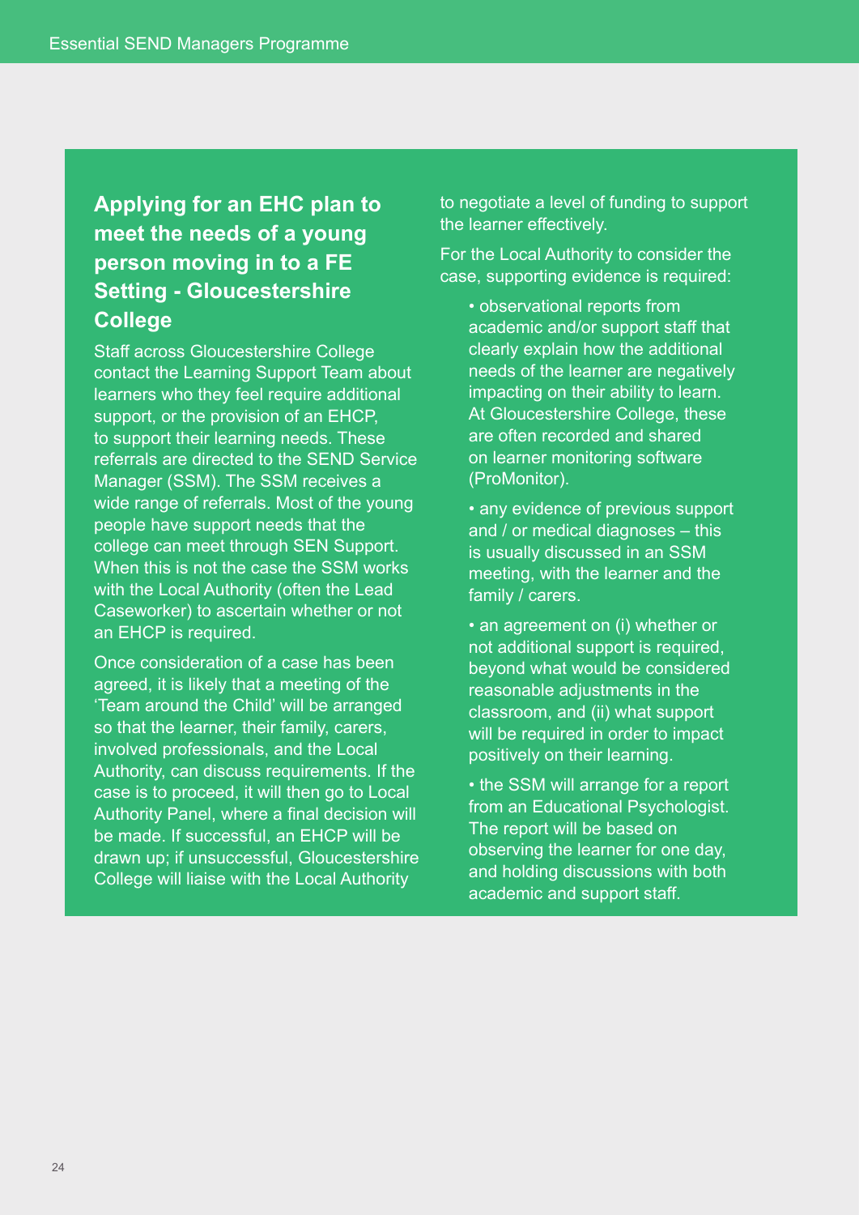## Applying for an EHC plan to meet the needs of a young person moving in to a FE Setting - Gloucestershire College

Staff across Gloucestershire College contact the Learning Support Team about learners who they feel require additional support, or the provision of an EHCP, to support their learning needs. These referrals are directed to the SEND Service Manager (SSM). The SSM receives a wide range of referrals. Most of the young people have support needs that the college can meet through SEN Support. When this is not the case the SSM works with the Local Authority (often the Lead Caseworker) to ascertain whether or not an EHCP is required.

Once consideration of a case has been agreed, it is likely that a meeting of the 'Team around the Child' will be arranged so that the learner, their family, carers, involved professionals, and the Local Authority, can discuss requirements. If the case is to proceed, it will then go to Local Authority Panel, where a final decision will be made. If successful, an EHCP will be drawn up; if unsuccessful, Gloucestershire College will liaise with the Local Authority to negotiate a level of funding to support the learner effectively.

For the Local Authority to consider the case, supporting evidence is required:

- observational reports from academic and/or support staff that clearly explain how the additional needs of the learner are negatively impacting on their ability to learn. At Gloucestershire College, these are often recorded and shared on learner monitoring software (ProMonitor).
- any evidence of previous support and / or medical diagnoses – this is usually discussed in an SSM meeting, with the learner and the family / carers.
- an agreement on (i) whether or not additional support is required, beyond what would be considered reasonable adjustments in the classroom, and (ii) what support will be required in order to impact positively on their learning.
- the SSM will arrange for a report from an Educational Psychologist. The report will be based on observing the learner for one day, and holding discussions with both academic and support staff.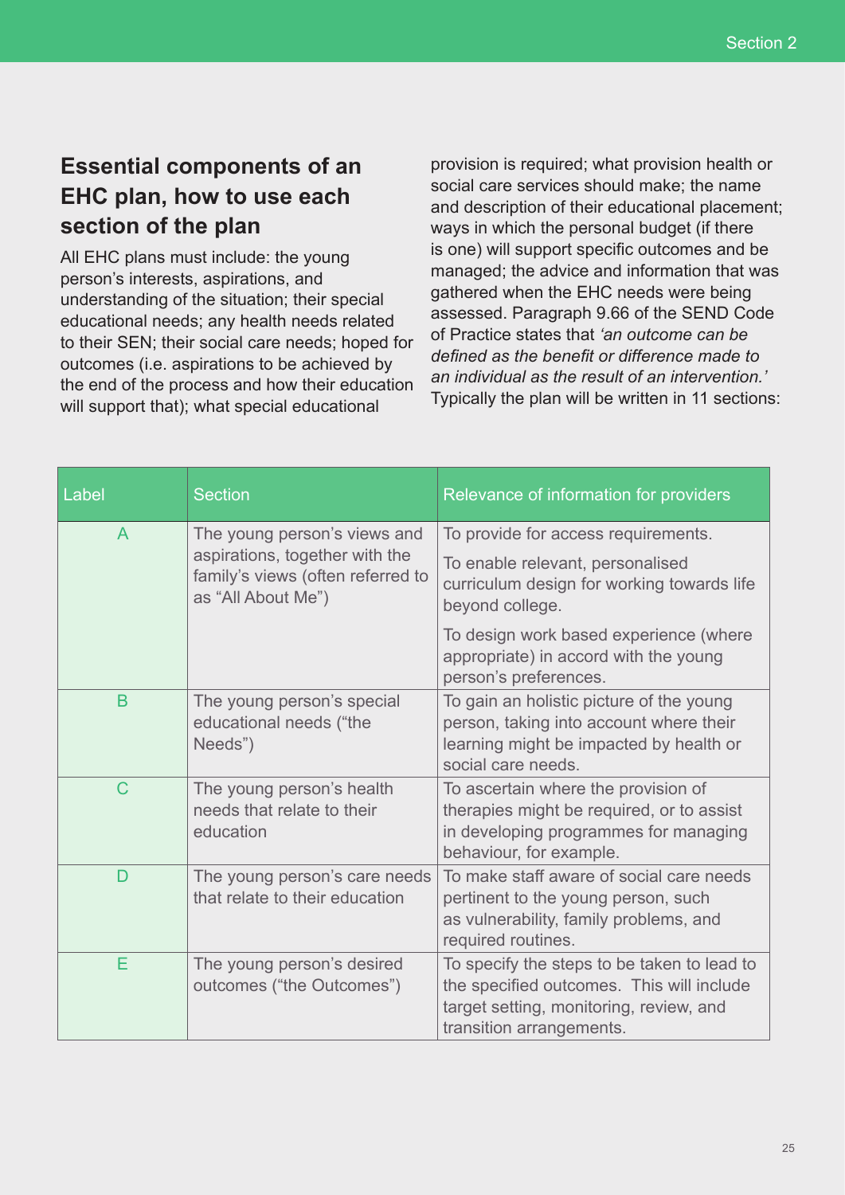## Essential components of an EHC plan, how to use each section of the plan

All EHC plans must include: the young person's interests, aspirations, and understanding of the situation; their special educational needs; any health needs related to their SEN; their social care needs; hoped for outcomes (i.e. aspirations to be achieved by the end of the process and how their education will support that); what special educational provision is required; what provision health or social care services should make; the name and description of their educational placement; ways in which the personal budget (if there is one) will support specific outcomes and be managed; the advice and information that was gathered when the EHC needs were being assessed. Paragraph 9.66 of the SEND Code of Practice states that *'an outcome can be defined as the benefit or difference made to an individual as the result of an intervention.'* Typically the plan will be written in 11 sections:

| Label | Section | Relevance of information for providers |
|---|---|---|
| A | The young person's views and aspirations, together with the family's views (often referred to as "All About Me") | To provide for access requirements.<br><br>To enable relevant, personalised curriculum design for working towards life beyond college.<br><br>To design work based experience (where appropriate) in accord with the young person's preferences. |
| B | The young person's special educational needs ("the Needs") | To gain an holistic picture of the young person, taking into account where their learning might be impacted by health or social care needs. |
| C | The young person's health needs that relate to their education | To ascertain where the provision of therapies might be required, or to assist in developing programmes for managing behaviour, for example. |
| D | The young person's care needs that relate to their education | To make staff aware of social care needs pertinent to the young person, such as vulnerability, family problems, and required routines. |
| E | The young person's desired outcomes ("the Outcomes") | To specify the steps to be taken to lead to the specified outcomes. This will include target setting, monitoring, review, and transition arrangements. |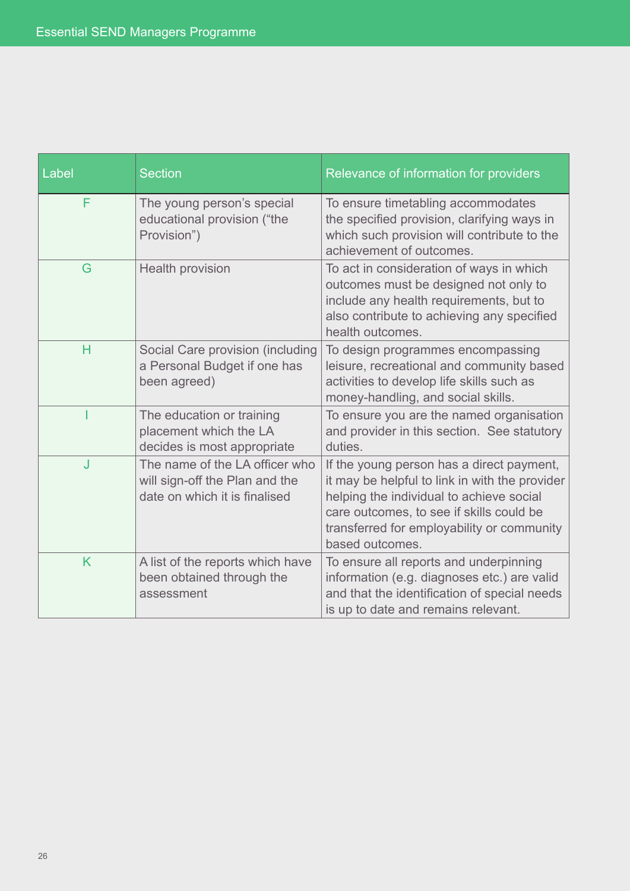| Label | Section | Relevance of information for providers |
|---|---|---|
| F | The young person's special educational provision ("the Provision") | To ensure timetabling accommodates the specified provision, clarifying ways in which such provision will contribute to the achievement of outcomes. |
| G | Health provision | To act in consideration of ways in which outcomes must be designed not only to include any health requirements, but to also contribute to achieving any specified health outcomes. |
| H | Social Care provision (including a Personal Budget if one has been agreed) | To design programmes encompassing leisure, recreational and community based activities to develop life skills such as money-handling, and social skills. |
| I | The education or training placement which the LA decides is most appropriate | To ensure you are the named organisation and provider in this section. See statutory duties. |
| J | The name of the LA officer who will sign-off the Plan and the date on which it is finalised | If the young person has a direct payment, it may be helpful to link in with the provider helping the individual to achieve social care outcomes, to see if skills could be transferred for employability or community based outcomes. |
| K | A list of the reports which have been obtained through the assessment | To ensure all reports and underpinning information (e.g. diagnoses etc.) are valid and that the identification of special needs is up to date and remains relevant. |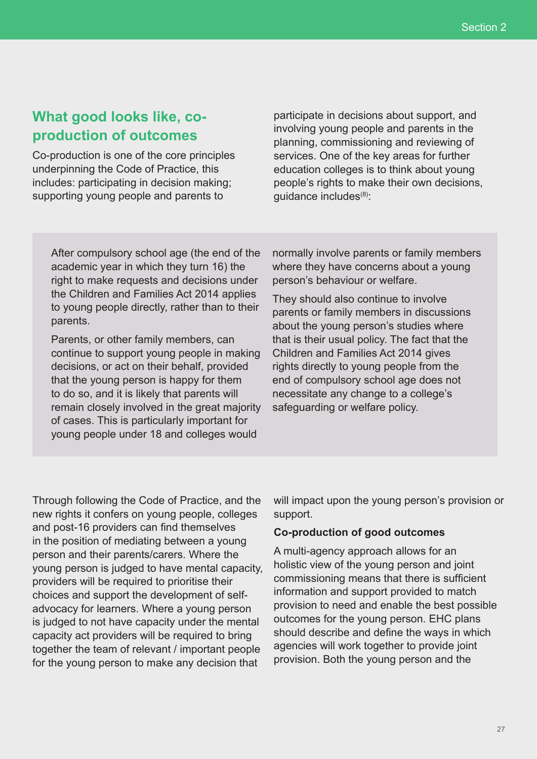## What good looks like, co-production of outcomes

Co-production is one of the core principles underpinning the Code of Practice, this includes: participating in decision making; supporting young people and parents to participate in decisions about support, and involving young people and parents in the planning, commissioning and reviewing of services. One of the key areas for further education colleges is to think about young people's rights to make their own decisions, guidance includes[8]:

> After compulsory school age (the end of the academic year in which they turn 16) the right to make requests and decisions under the Children and Families Act 2014 applies to young people directly, rather than to their parents.
>
> Parents, or other family members, can continue to support young people in making decisions, or act on their behalf, provided that the young person is happy for them to do so, and it is likely that parents will remain closely involved in the great majority of cases. This is particularly important for young people under 18 and colleges would normally involve parents or family members where they have concerns about a young person's behaviour or welfare.
>
> They should also continue to involve parents or family members in discussions about the young person's studies where that is their usual policy. The fact that the Children and Families Act 2014 gives rights directly to young people from the end of compulsory school age does not necessitate any change to a college's safeguarding or welfare policy.

Through following the Code of Practice, and the new rights it confers on young people, colleges and post-16 providers can find themselves in the position of mediating between a young person and their parents/carers. Where the young person is judged to have mental capacity, providers will be required to prioritise their choices and support the development of self-advocacy for learners. Where a young person is judged to not have capacity under the mental capacity act providers will be required to bring together the team of relevant / important people for the young person to make any decision that will impact upon the young person's provision or support.

**Co-production of good outcomes**

A multi-agency approach allows for an holistic view of the young person and joint commissioning means that there is sufficient information and support provided to match provision to need and enable the best possible outcomes for the young person. EHC plans should describe and define the ways in which agencies will work together to provide joint provision. Both the young person and the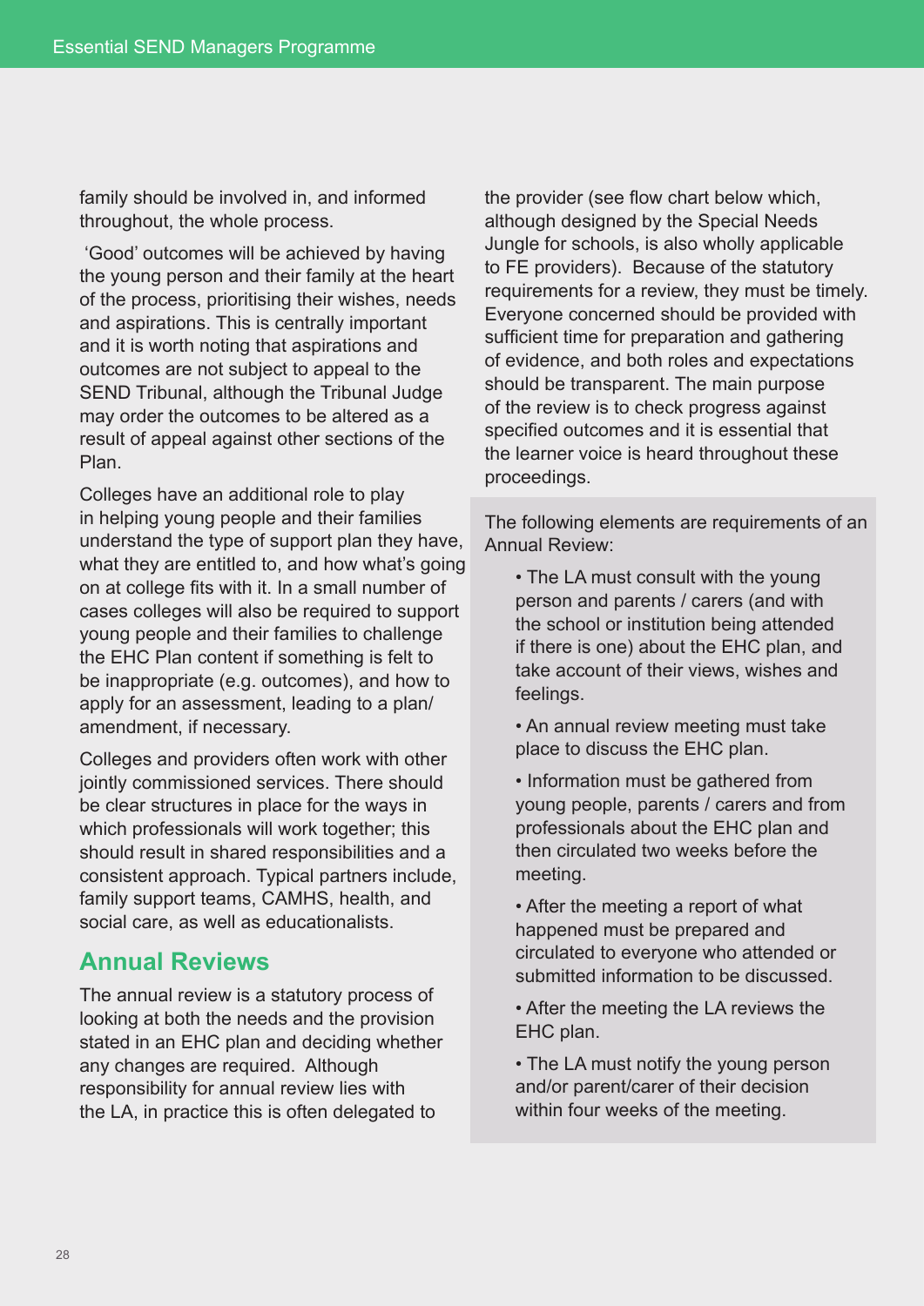family should be involved in, and informed throughout, the whole process.

'Good' outcomes will be achieved by having the young person and their family at the heart of the process, prioritising their wishes, needs and aspirations. This is centrally important and it is worth noting that aspirations and outcomes are not subject to appeal to the SEND Tribunal, although the Tribunal Judge may order the outcomes to be altered as a result of appeal against other sections of the Plan.

Colleges have an additional role to play in helping young people and their families understand the type of support plan they have, what they are entitled to, and how what's going on at college fits with it. In a small number of cases colleges will also be required to support young people and their families to challenge the EHC Plan content if something is felt to be inappropriate (e.g. outcomes), and how to apply for an assessment, leading to a plan/ amendment, if necessary.

Colleges and providers often work with other jointly commissioned services. There should be clear structures in place for the ways in which professionals will work together; this should result in shared responsibilities and a consistent approach. Typical partners include, family support teams, CAMHS, health, and social care, as well as educationalists.

## Annual Reviews

The annual review is a statutory process of looking at both the needs and the provision stated in an EHC plan and deciding whether any changes are required. Although responsibility for annual review lies with the LA, in practice this is often delegated to the provider (see flow chart below which, although designed by the Special Needs Jungle for schools, is also wholly applicable to FE providers). Because of the statutory requirements for a review, they must be timely. Everyone concerned should be provided with sufficient time for preparation and gathering of evidence, and both roles and expectations should be transparent. The main purpose of the review is to check progress against specified outcomes and it is essential that the learner voice is heard throughout these proceedings.

The following elements are requirements of an Annual Review:

- The LA must consult with the young person and parents / carers (and with the school or institution being attended if there is one) about the EHC plan, and take account of their views, wishes and feelings.
- An annual review meeting must take place to discuss the EHC plan.
- Information must be gathered from young people, parents / carers and from professionals about the EHC plan and then circulated two weeks before the meeting.
- After the meeting a report of what happened must be prepared and circulated to everyone who attended or submitted information to be discussed.
- After the meeting the LA reviews the EHC plan.
- The LA must notify the young person and/or parent/carer of their decision within four weeks of the meeting.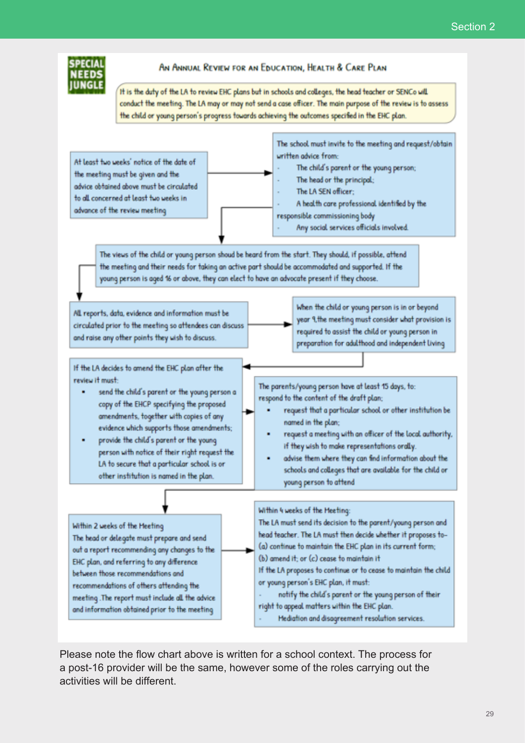## An Annual Review for an Education, Health & Care Plan

It is the duty of the LA to review EHC plans but in schools and colleges, the head teacher or SENCo will conduct the meeting. The LA may or may not send a case officer. The main purpose of the review is to assess the child or young person's progress towards achieving the outcomes specified in the EHC plan.

At least two weeks' notice of the date of the meeting must be given and the advice obtained above must be circulated to all concerned at least two weeks in advance of the review meeting

The school must invite to the meeting and request/obtain written advice from:

- The child's parent or the young person;
- The head or the principal;
- The LA SEN officer;
- A health care professional identified by the responsible commissioning body
- Any social services officials involved.

The views of the child or young person should be heard from the start. They should, if possible, attend the meeting and their needs for taking an active part should be accommodated and supported. If the young person is aged 16 or above, they can elect to have an advocate present if they choose.

All reports, data, evidence and information must be circulated prior to the meeting so attendees can discuss and raise any other points they wish to discuss.

When the child or young person is in or beyond year 9, the meeting must consider what provision is required to assist the child or young person in preparation for adulthood and independent living

If the LA decides to amend the EHC plan after the review it must:

- send the child's parent or the young person a copy of the EHCP specifying the proposed amendments, together with copies of any evidence which supports those amendments;
- provide the child's parent or the young person with notice of their right request the LA to secure that a particular school is or other institution is named in the plan.

The parents/young person have at least 15 days, to: respond to the content of the draft plan;

- request that a particular school or other institution be named in the plan;
- request a meeting with an officer of the local authority, if they wish to make representations orally.
- advise them where they can find information about the schools and colleges that are available for the child or young person to attend

Within 2 weeks of the Meeting

The head or delegate must prepare and send out a report recommending any changes to the EHC plan, and referring to any difference between those recommendations and recommendations of others attending the meeting. The report must include all the advice and information obtained prior to the meeting

Within 4 weeks of the Meeting:

The LA must send its decision to the parent/young person and head teacher. The LA must then decide whether it proposes to- (a) continue to maintain the EHC plan in its current form; (b) amend it; or (c) cease to maintain it

If the LA proposes to continue or to cease to maintain the child or young person's EHC plan, it must:

- notify the child's parent or the young person of their right to appeal matters within the EHC plan.
- Mediation and disagreement resolution services.

Please note the flow chart above is written for a school context. The process for a post-16 provider will be the same, however some of the roles carrying out the activities will be different.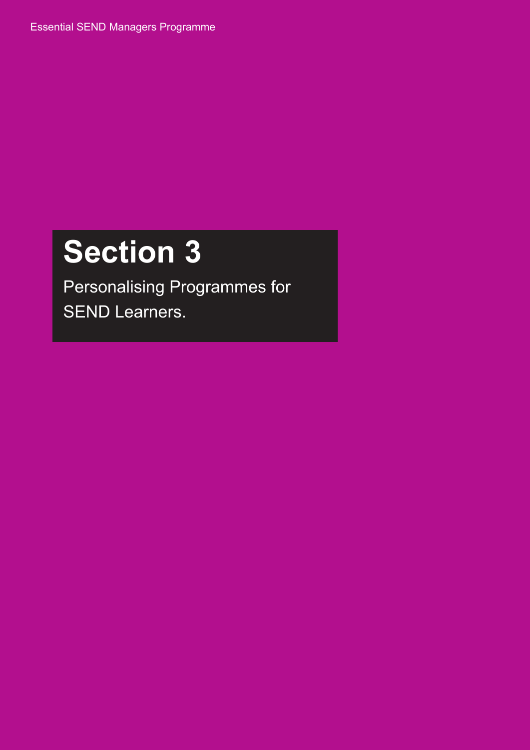# Section 3

Personalising Programmes for SEND Learners.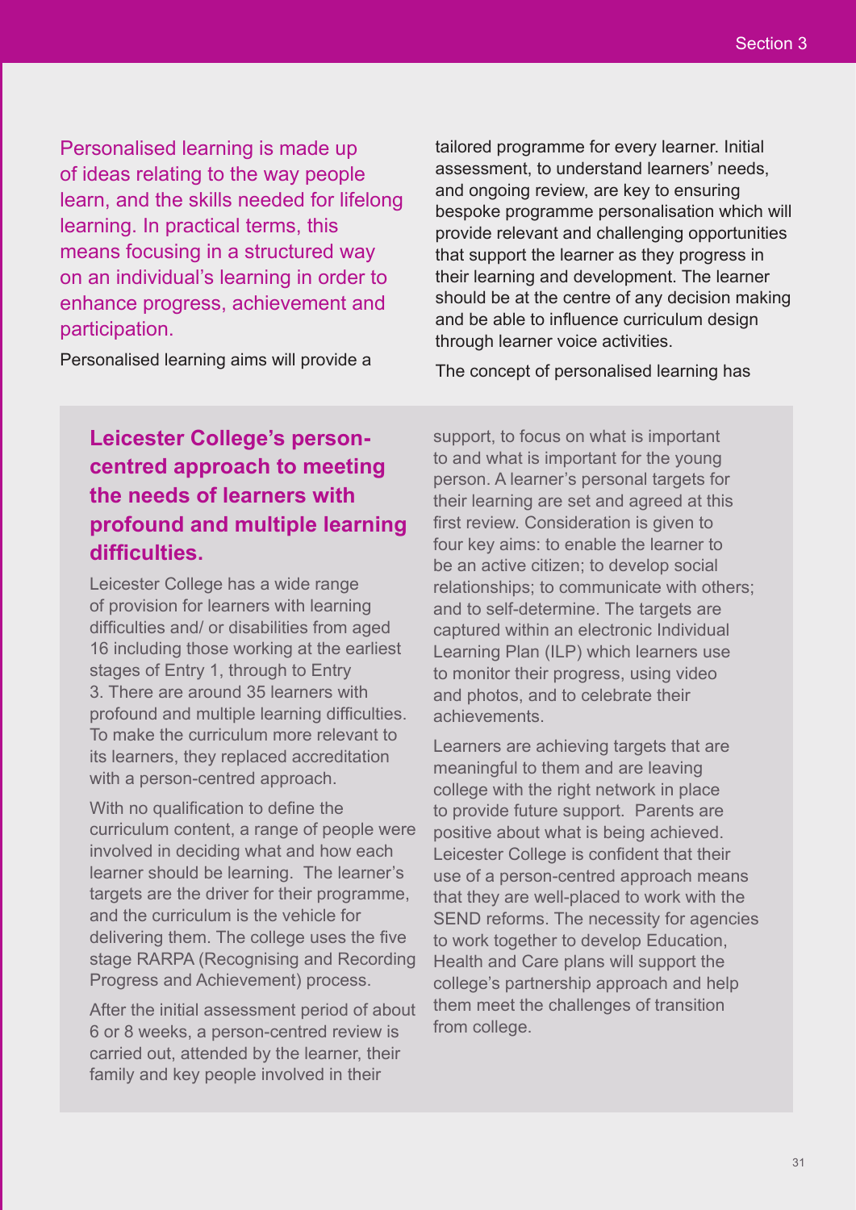Personalised learning is made up of ideas relating to the way people learn, and the skills needed for lifelong learning. In practical terms, this means focusing in a structured way on an individual's learning in order to enhance progress, achievement and participation.

Personalised learning aims will provide a tailored programme for every learner. Initial assessment, to understand learners' needs, and ongoing review, are key to ensuring bespoke programme personalisation which will provide relevant and challenging opportunities that support the learner as they progress in their learning and development. The learner should be at the centre of any decision making and be able to influence curriculum design through learner voice activities.

The concept of personalised learning has

## Leicester College's person-centred approach to meeting the needs of learners with profound and multiple learning difficulties.

Leicester College has a wide range of provision for learners with learning difficulties and/ or disabilities from aged 16 including those working at the earliest stages of Entry 1, through to Entry 3. There are around 35 learners with profound and multiple learning difficulties. To make the curriculum more relevant to its learners, they replaced accreditation with a person-centred approach.

With no qualification to define the curriculum content, a range of people were involved in deciding what and how each learner should be learning. The learner's targets are the driver for their programme, and the curriculum is the vehicle for delivering them. The college uses the five stage RARPA (Recognising and Recording Progress and Achievement) process.

After the initial assessment period of about 6 or 8 weeks, a person-centred review is carried out, attended by the learner, their family and key people involved in their support, to focus on what is important to and what is important for the young person. A learner's personal targets for their learning are set and agreed at this first review. Consideration is given to four key aims: to enable the learner to be an active citizen; to develop social relationships; to communicate with others; and to self-determine. The targets are captured within an electronic Individual Learning Plan (ILP) which learners use to monitor their progress, using video and photos, and to celebrate their achievements.

Learners are achieving targets that are meaningful to them and are leaving college with the right network in place to provide future support. Parents are positive about what is being achieved. Leicester College is confident that their use of a person-centred approach means that they are well-placed to work with the SEND reforms. The necessity for agencies to work together to develop Education, Health and Care plans will support the college's partnership approach and help them meet the challenges of transition from college.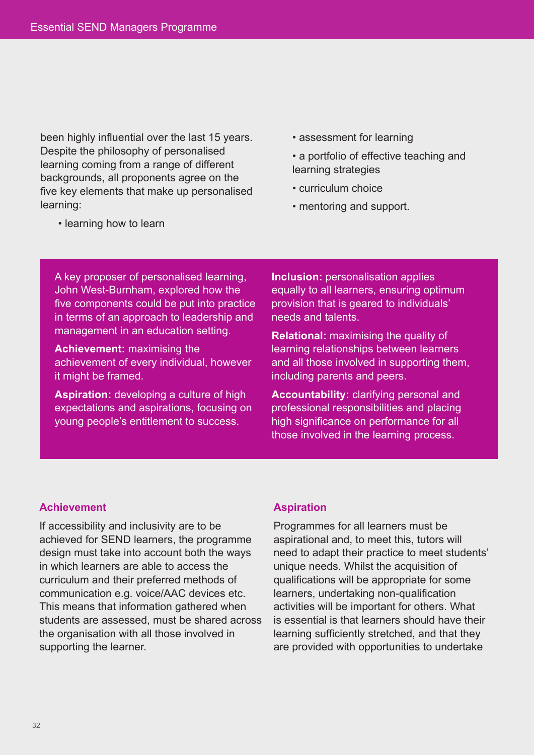been highly influential over the last 15 years. Despite the philosophy of personalised learning coming from a range of different backgrounds, all proponents agree on the five key elements that make up personalised learning:

- learning how to learn
- assessment for learning
- a portfolio of effective teaching and learning strategies
- curriculum choice
- mentoring and support.

A key proposer of personalised learning, John West-Burnham, explored how the five components could be put into practice in terms of an approach to leadership and management in an education setting.

**Achievement:** maximising the achievement of every individual, however it might be framed.

**Aspiration:** developing a culture of high expectations and aspirations, focusing on young people's entitlement to success.

**Inclusion:** personalisation applies equally to all learners, ensuring optimum provision that is geared to individuals' needs and talents.

**Relational:** maximising the quality of learning relationships between learners and all those involved in supporting them, including parents and peers.

**Accountability:** clarifying personal and professional responsibilities and placing high significance on performance for all those involved in the learning process.

### Achievement

If accessibility and inclusivity are to be achieved for SEND learners, the programme design must take into account both the ways in which learners are able to access the curriculum and their preferred methods of communication e.g. voice/AAC devices etc. This means that information gathered when students are assessed, must be shared across the organisation with all those involved in supporting the learner.

### Aspiration

Programmes for all learners must be aspirational and, to meet this, tutors will need to adapt their practice to meet students' unique needs. Whilst the acquisition of qualifications will be appropriate for some learners, undertaking non-qualification activities will be important for others. What is essential is that learners should have their learning sufficiently stretched, and that they are provided with opportunities to undertake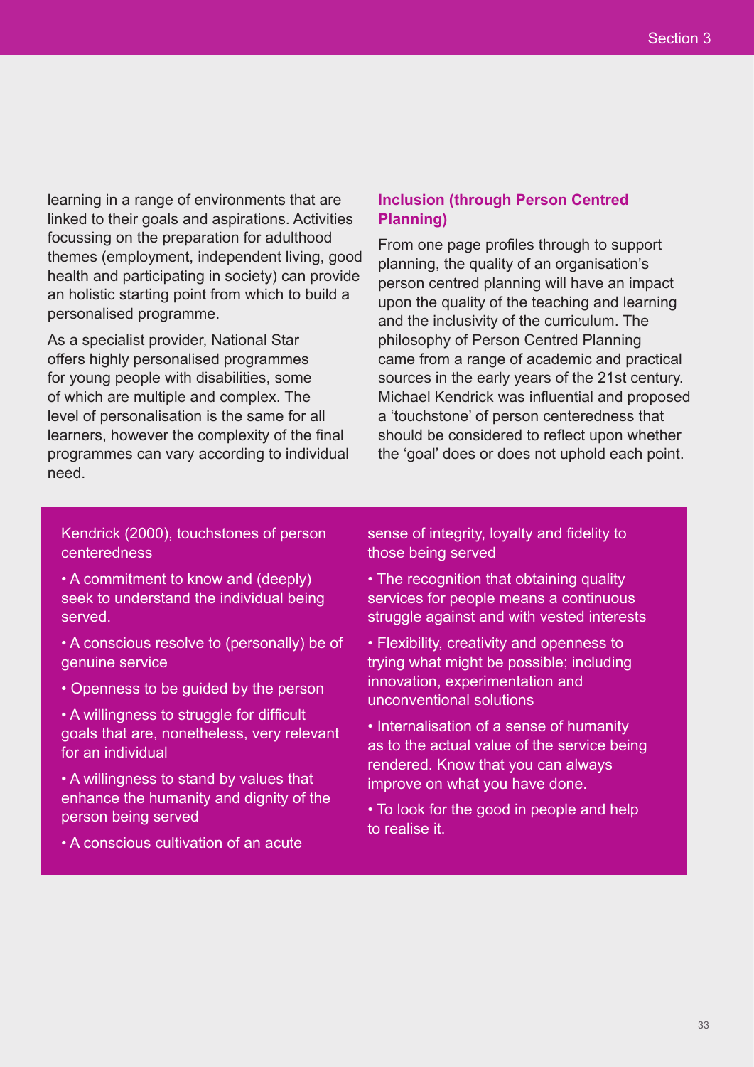learning in a range of environments that are linked to their goals and aspirations. Activities focussing on the preparation for adulthood themes (employment, independent living, good health and participating in society) can provide an holistic starting point from which to build a personalised programme.

As a specialist provider, National Star offers highly personalised programmes for young people with disabilities, some of which are multiple and complex. The level of personalisation is the same for all learners, however the complexity of the final programmes can vary according to individual need.

### Inclusion (through Person Centred Planning)

From one page profiles through to support planning, the quality of an organisation's person centred planning will have an impact upon the quality of the teaching and learning and the inclusivity of the curriculum. The philosophy of Person Centred Planning came from a range of academic and practical sources in the early years of the 21st century. Michael Kendrick was influential and proposed a 'touchstone' of person centeredness that should be considered to reflect upon whether the 'goal' does or does not uphold each point.

Kendrick (2000), touchstones of person centeredness

- A commitment to know and (deeply) seek to understand the individual being served.
- A conscious resolve to (personally) be of genuine service
- Openness to be guided by the person
- A willingness to struggle for difficult goals that are, nonetheless, very relevant for an individual
- A willingness to stand by values that enhance the humanity and dignity of the person being served
- A conscious cultivation of an acute sense of integrity, loyalty and fidelity to those being served
- The recognition that obtaining quality services for people means a continuous struggle against and with vested interests
- Flexibility, creativity and openness to trying what might be possible; including innovation, experimentation and unconventional solutions
- Internalisation of a sense of humanity as to the actual value of the service being rendered. Know that you can always improve on what you have done.
- To look for the good in people and help to realise it.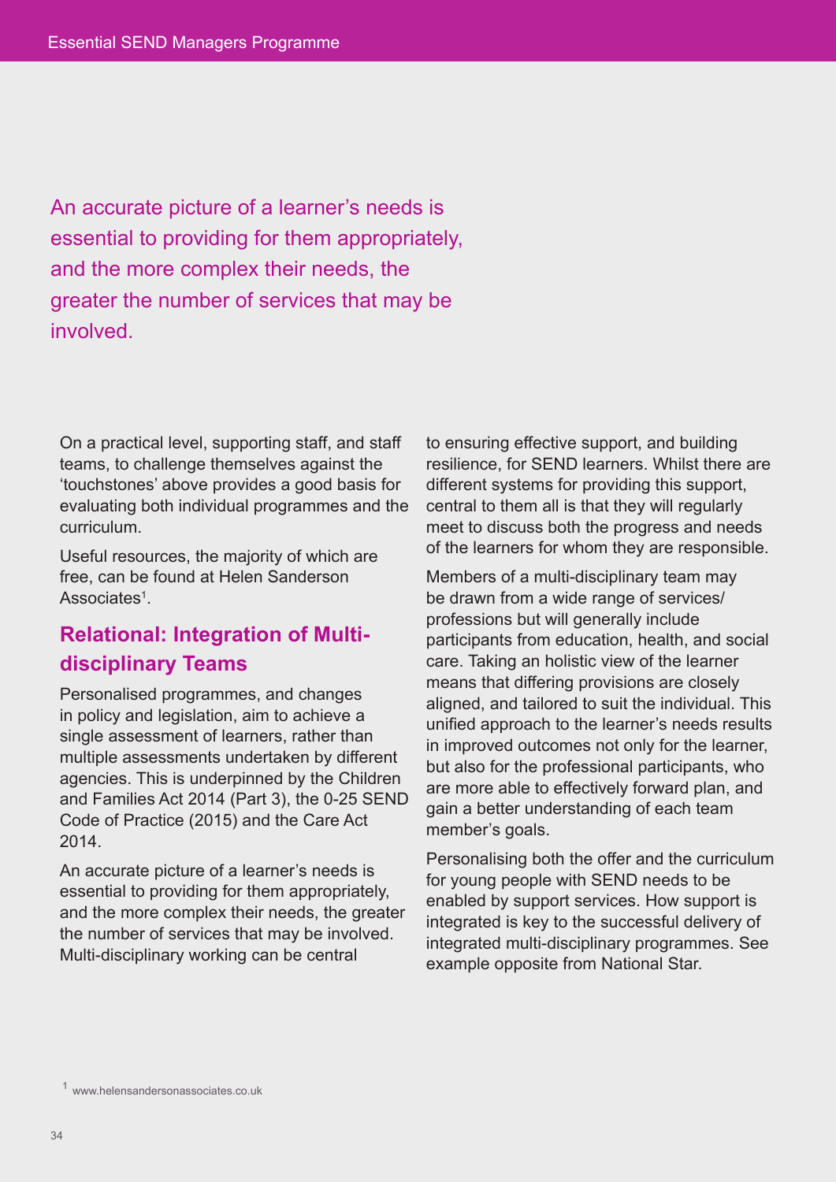> An accurate picture of a learner's needs is essential to providing for them appropriately, and the more complex their needs, the greater the number of services that may be involved.

On a practical level, supporting staff, and staff teams, to challenge themselves against the 'touchstones' above provides a good basis for evaluating both individual programmes and the curriculum.

Useful resources, the majority of which are free, can be found at Helen Sanderson Associates[1].

## Relational: Integration of Multi-disciplinary Teams

Personalised programmes, and changes in policy and legislation, aim to achieve a single assessment of learners, rather than multiple assessments undertaken by different agencies. This is underpinned by the Children and Families Act 2014 (Part 3), the 0-25 SEND Code of Practice (2015) and the Care Act 2014.

An accurate picture of a learner's needs is essential to providing for them appropriately, and the more complex their needs, the greater the number of services that may be involved. Multi-disciplinary working can be central to ensuring effective support, and building resilience, for SEND learners. Whilst there are different systems for providing this support, central to them all is that they will regularly meet to discuss both the progress and needs of the learners for whom they are responsible.

Members of a multi-disciplinary team may be drawn from a wide range of services/ professions but will generally include participants from education, health, and social care. Taking an holistic view of the learner means that differing provisions are closely aligned, and tailored to suit the individual. This unified approach to the learner's needs results in improved outcomes not only for the learner, but also for the professional participants, who are more able to effectively forward plan, and gain a better understanding of each team member's goals.

Personalising both the offer and the curriculum for young people with SEND needs to be enabled by support services. How support is integrated is key to the successful delivery of integrated multi-disciplinary programmes. See example opposite from National Star.

[1] www.helensandersonassociates.co.uk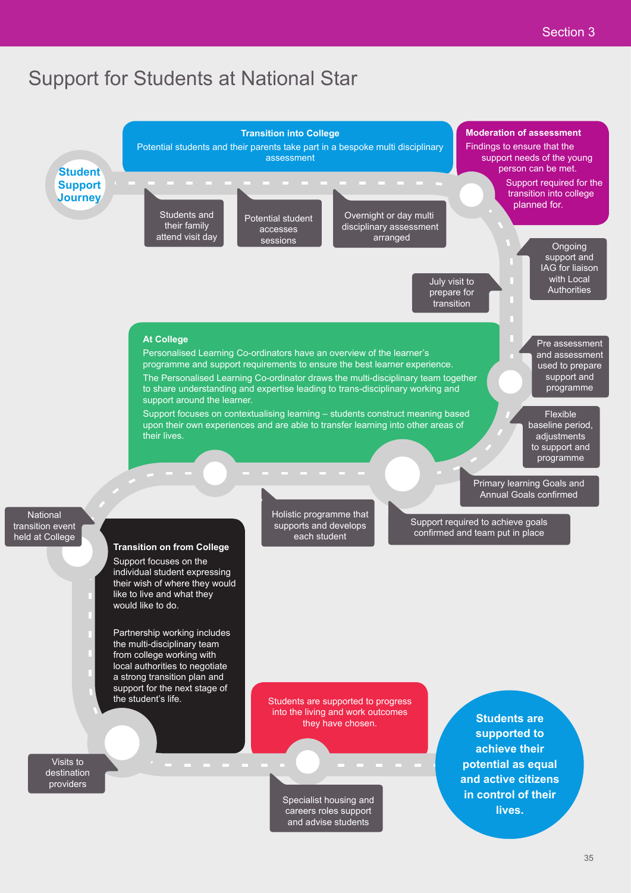# Support for Students at National Star

**Student Support Journey**

**Transition into College**

Potential students and their parents take part in a bespoke multi disciplinary assessment

- Students and their family attend visit day
- Potential student accesses sessions
- Overnight or day multi disciplinary assessment arranged

**Moderation of assessment**

Findings to ensure that the support needs of the young person can be met.

Support required for the transition into college planned for.

- Ongoing support and IAG for liaison with Local Authorities
- July visit to prepare for transition

**At College**

Personalised Learning Co-ordinators have an overview of the learner's programme and support requirements to ensure the best learner experience.

The Personalised Learning Co-ordinator draws the multi-disciplinary team together to share understanding and expertise leading to trans-disciplinary working and support around the learner.

Support focuses on contextualising learning – students construct meaning based upon their own experiences and are able to transfer learning into other areas of their lives.

- Pre assessment and assessment used to prepare support and programme
- Flexible baseline period, adjustments to support and programme
- Primary learning Goals and Annual Goals confirmed
- Support required to achieve goals confirmed and team put in place
- Holistic programme that supports and develops each student
- National transition event held at College

**Transition on from College**

Support focuses on the individual student expressing their wish of where they would like to live and what they would like to do.

Partnership working includes the multi-disciplinary team from college working with local authorities to negotiate a strong transition plan and support for the next stage of the student's life.

- Visits to destination providers
- Specialist housing and careers roles support and advise students

Students are supported to progress into the living and work outcomes they have chosen.

**Students are supported to achieve their potential as equal and active citizens in control of their lives.**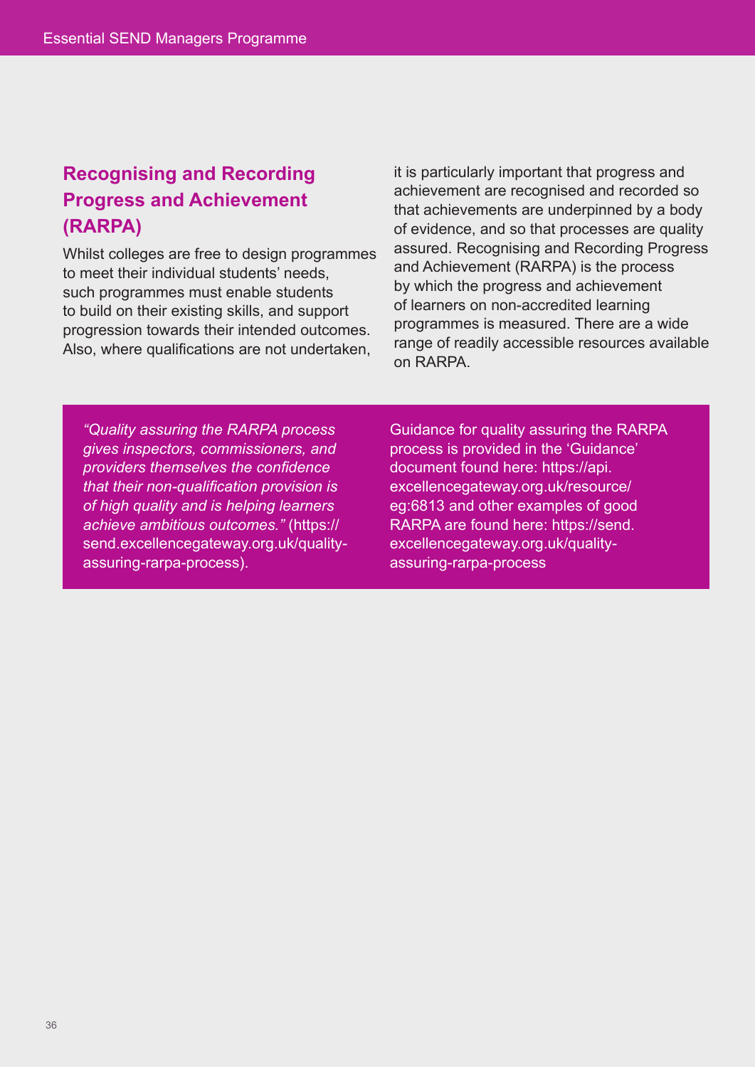## Recognising and Recording Progress and Achievement (RARPA)

Whilst colleges are free to design programmes to meet their individual students' needs, such programmes must enable students to build on their existing skills, and support progression towards their intended outcomes. Also, where qualifications are not undertaken, it is particularly important that progress and achievement are recognised and recorded so that achievements are underpinned by a body of evidence, and so that processes are quality assured. Recognising and Recording Progress and Achievement (RARPA) is the process by which the progress and achievement of learners on non-accredited learning programmes is measured. There are a wide range of readily accessible resources available on RARPA.

*"Quality assuring the RARPA process gives inspectors, commissioners, and providers themselves the confidence that their non-qualification provision is of high quality and is helping learners achieve ambitious outcomes."* (https://send.excellencegateway.org.uk/quality-assuring-rarpa-process).

Guidance for quality assuring the RARPA process is provided in the 'Guidance' document found here: https://api.excellencegateway.org.uk/resource/eg:6813 and other examples of good RARPA are found here: https://send.excellencegateway.org.uk/quality-assuring-rarpa-process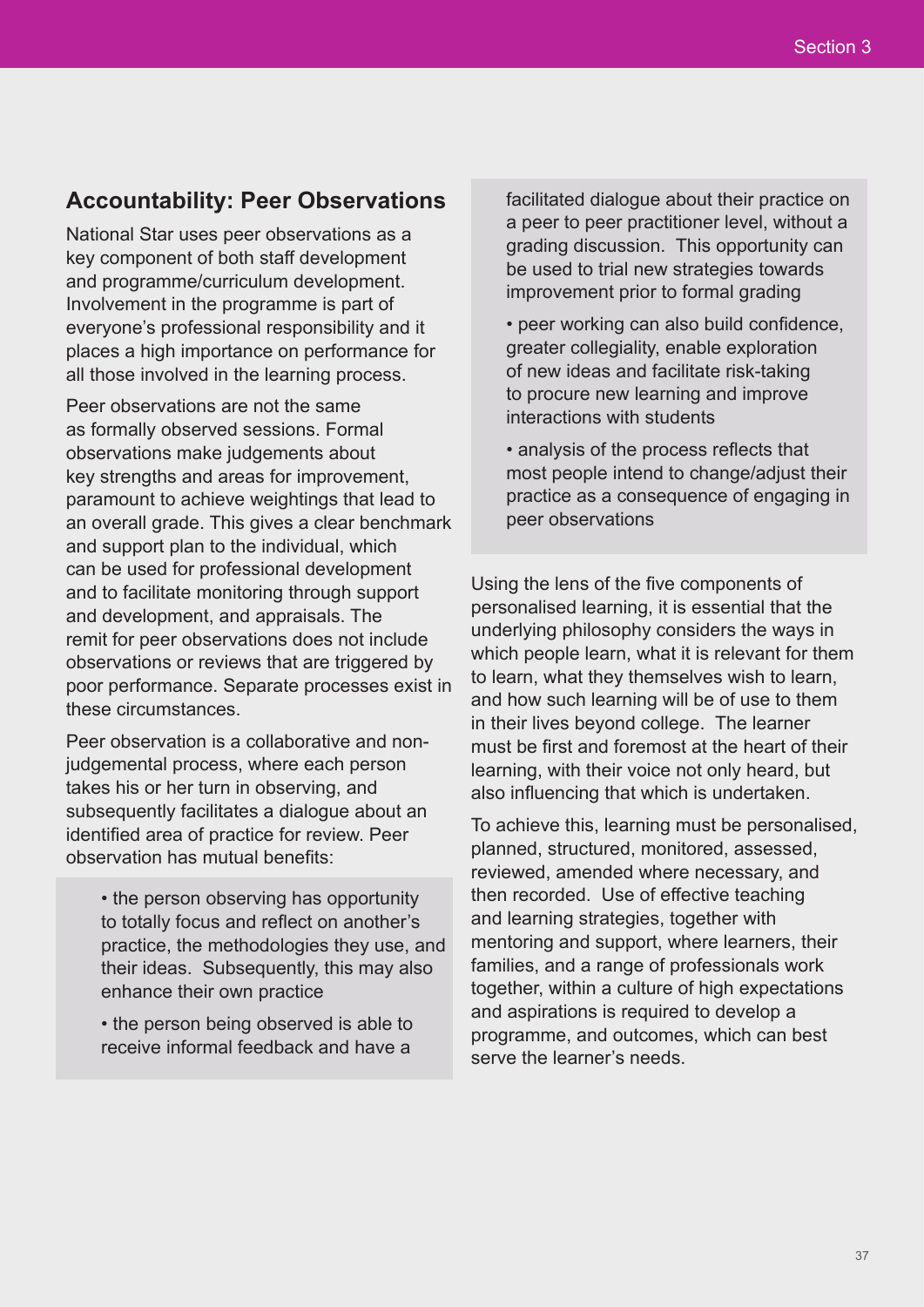## Accountability: Peer Observations

National Star uses peer observations as a key component of both staff development and programme/curriculum development. Involvement in the programme is part of everyone's professional responsibility and it places a high importance on performance for all those involved in the learning process.

Peer observations are not the same as formally observed sessions. Formal observations make judgements about key strengths and areas for improvement, paramount to achieve weightings that lead to an overall grade. This gives a clear benchmark and support plan to the individual, which can be used for professional development and to facilitate monitoring through support and development, and appraisals. The remit for peer observations does not include observations or reviews that are triggered by poor performance. Separate processes exist in these circumstances.

Peer observation is a collaborative and non-judgemental process, where each person takes his or her turn in observing, and subsequently facilitates a dialogue about an identified area of practice for review. Peer observation has mutual benefits:

- the person observing has opportunity to totally focus and reflect on another's practice, the methodologies they use, and their ideas. Subsequently, this may also enhance their own practice
- the person being observed is able to receive informal feedback and have a facilitated dialogue about their practice on a peer to peer practitioner level, without a grading discussion. This opportunity can be used to trial new strategies towards improvement prior to formal grading
- peer working can also build confidence, greater collegiality, enable exploration of new ideas and facilitate risk-taking to procure new learning and improve interactions with students
- analysis of the process reflects that most people intend to change/adjust their practice as a consequence of engaging in peer observations

Using the lens of the five components of personalised learning, it is essential that the underlying philosophy considers the ways in which people learn, what it is relevant for them to learn, what they themselves wish to learn, and how such learning will be of use to them in their lives beyond college. The learner must be first and foremost at the heart of their learning, with their voice not only heard, but also influencing that which is undertaken.

To achieve this, learning must be personalised, planned, structured, monitored, assessed, reviewed, amended where necessary, and then recorded. Use of effective teaching and learning strategies, together with mentoring and support, where learners, their families, and a range of professionals work together, within a culture of high expectations and aspirations is required to develop a programme, and outcomes, which can best serve the learner's needs.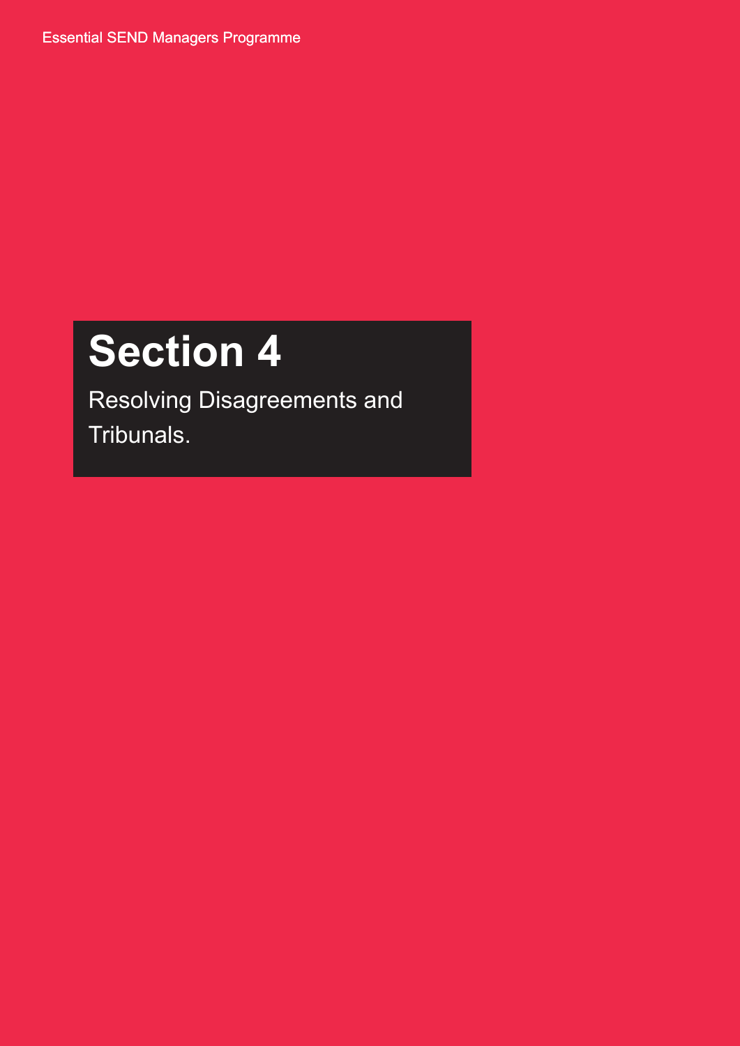# Section 4

Resolving Disagreements and Tribunals.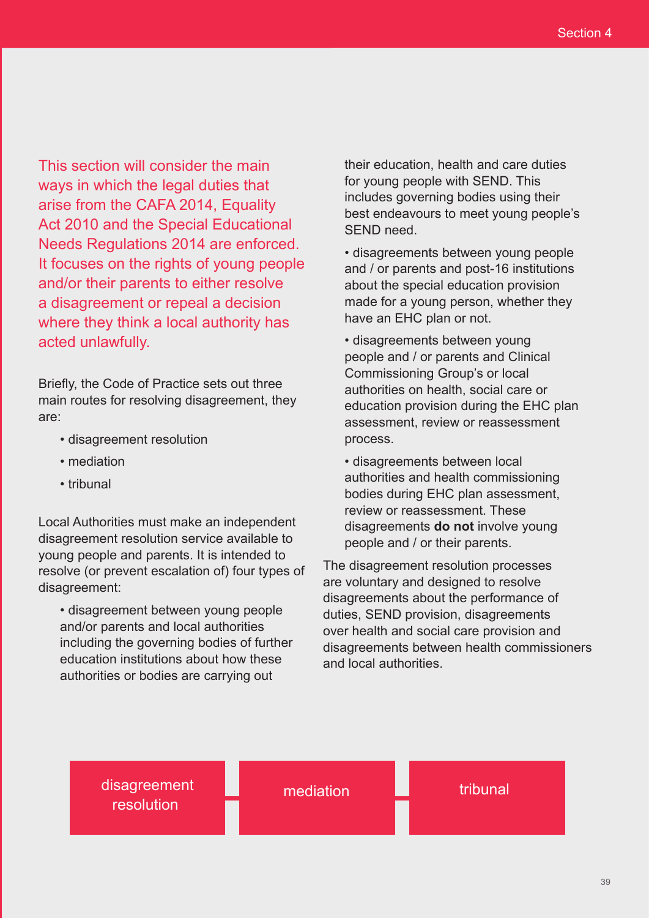This section will consider the main ways in which the legal duties that arise from the CAFA 2014, Equality Act 2010 and the Special Educational Needs Regulations 2014 are enforced. It focuses on the rights of young people and/or their parents to either resolve a disagreement or repeal a decision where they think a local authority has acted unlawfully.

Briefly, the Code of Practice sets out three main routes for resolving disagreement, they are:

- disagreement resolution
- mediation
- tribunal

Local Authorities must make an independent disagreement resolution service available to young people and parents. It is intended to resolve (or prevent escalation of) four types of disagreement:

- disagreement between young people and/or parents and local authorities including the governing bodies of further education institutions about how these authorities or bodies are carrying out their education, health and care duties for young people with SEND. This includes governing bodies using their best endeavours to meet young people's SEND need.
- disagreements between young people and / or parents and post-16 institutions about the special education provision made for a young person, whether they have an EHC plan or not.
- disagreements between young people and / or parents and Clinical Commissioning Group's or local authorities on health, social care or education provision during the EHC plan assessment, review or reassessment process.
- disagreements between local authorities and health commissioning bodies during EHC plan assessment, review or reassessment. These disagreements **do not** involve young people and / or their parents.

The disagreement resolution processes are voluntary and designed to resolve disagreements about the performance of duties, SEND provision, disagreements over health and social care provision and disagreements between health commissioners and local authorities.

disagreement resolution → mediation → tribunal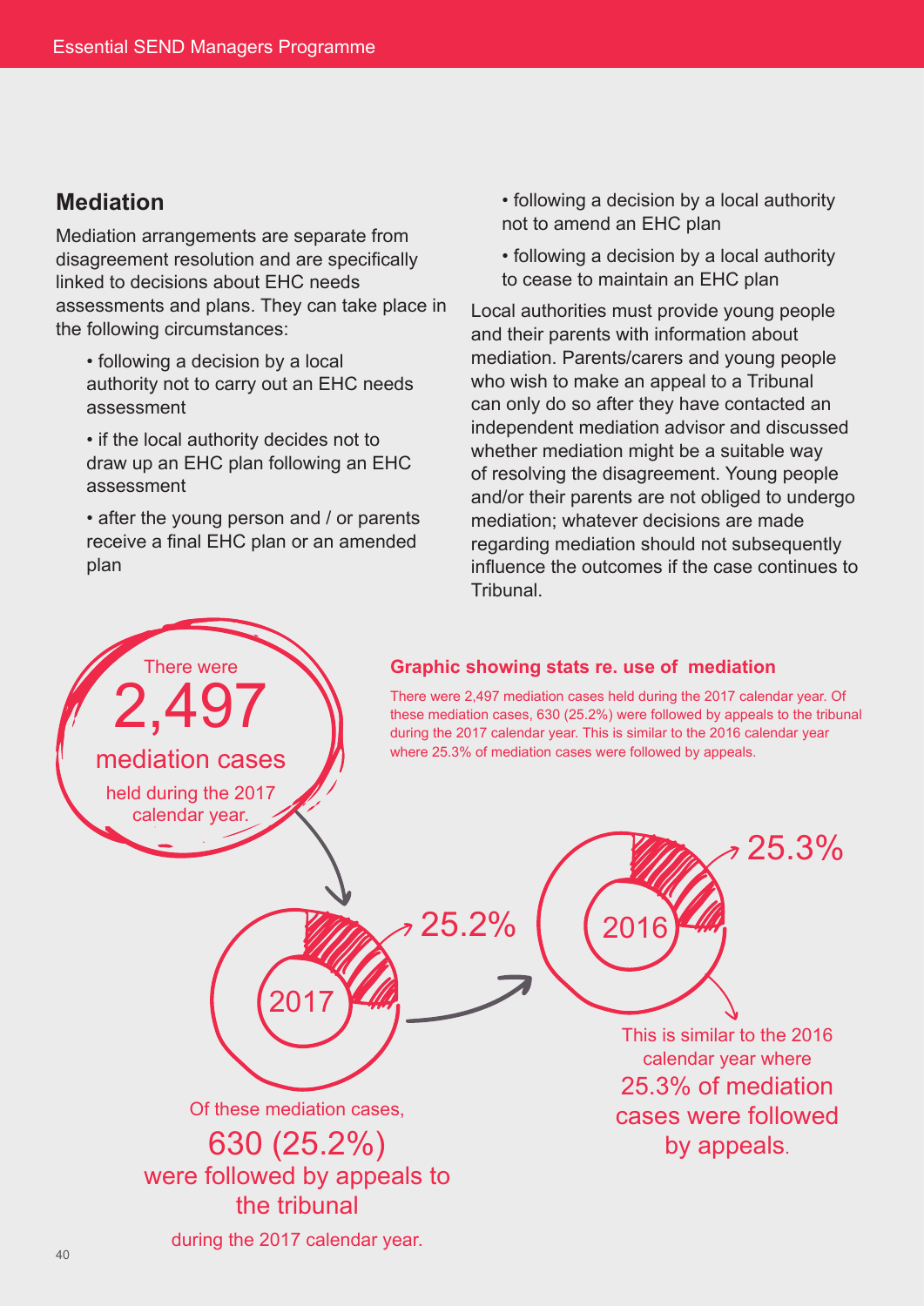## Mediation

Mediation arrangements are separate from disagreement resolution and are specifically linked to decisions about EHC needs assessments and plans. They can take place in the following circumstances:

- following a decision by a local authority not to carry out an EHC needs assessment
- if the local authority decides not to draw up an EHC plan following an EHC assessment
- after the young person and / or parents receive a final EHC plan or an amended plan
- following a decision by a local authority not to amend an EHC plan
- following a decision by a local authority to cease to maintain an EHC plan

Local authorities must provide young people and their parents with information about mediation. Parents/carers and young people who wish to make an appeal to a Tribunal can only do so after they have contacted an independent mediation advisor and discussed whether mediation might be a suitable way of resolving the disagreement. Young people and/or their parents are not obliged to undergo mediation; whatever decisions are made regarding mediation should not subsequently influence the outcomes if the case continues to Tribunal.

### Graphic showing stats re. use of mediation

There were 2,497 mediation cases held during the 2017 calendar year. Of these mediation cases, 630 (25.2%) were followed by appeals to the tribunal during the 2017 calendar year. This is similar to the 2016 calendar year where 25.3% of mediation cases were followed by appeals.

There were **2,497** mediation cases held during the 2017 calendar year.

2017 — 25.2%

Of these mediation cases, **630 (25.2%)** were followed by appeals to the tribunal during the 2017 calendar year.

2016 — 25.3%

This is similar to the 2016 calendar year where 25.3% of mediation cases were followed by appeals.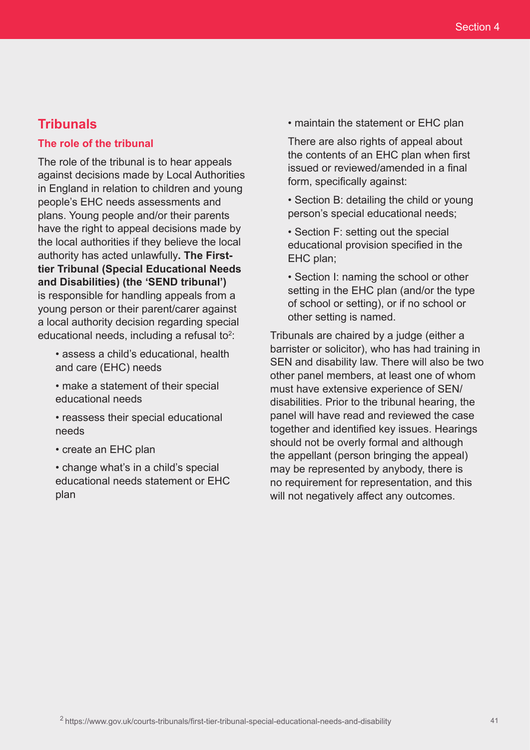## Tribunals

### The role of the tribunal

The role of the tribunal is to hear appeals against decisions made by Local Authorities in England in relation to children and young people's EHC needs assessments and plans. Young people and/or their parents have the right to appeal decisions made by the local authorities if they believe the local authority has acted unlawfully**. The First-tier Tribunal (Special Educational Needs and Disabilities) (the 'SEND tribunal')** is responsible for handling appeals from a young person or their parent/carer against a local authority decision regarding special educational needs, including a refusal to[2]:

- assess a child's educational, health and care (EHC) needs
- make a statement of their special educational needs
- reassess their special educational needs
- create an EHC plan
- change what's in a child's special educational needs statement or EHC plan
- maintain the statement or EHC plan

There are also rights of appeal about the contents of an EHC plan when first issued or reviewed/amended in a final form, specifically against:

- Section B: detailing the child or young person's special educational needs;
- Section F: setting out the special educational provision specified in the EHC plan;
- Section I: naming the school or other setting in the EHC plan (and/or the type of school or setting), or if no school or other setting is named.

Tribunals are chaired by a judge (either a barrister or solicitor), who has had training in SEN and disability law. There will also be two other panel members, at least one of whom must have extensive experience of SEN/disabilities. Prior to the tribunal hearing, the panel will have read and reviewed the case together and identified key issues. Hearings should not be overly formal and although the appellant (person bringing the appeal) may be represented by anybody, there is no requirement for representation, and this will not negatively affect any outcomes.

[2] https://www.gov.uk/courts-tribunals/first-tier-tribunal-special-educational-needs-and-disability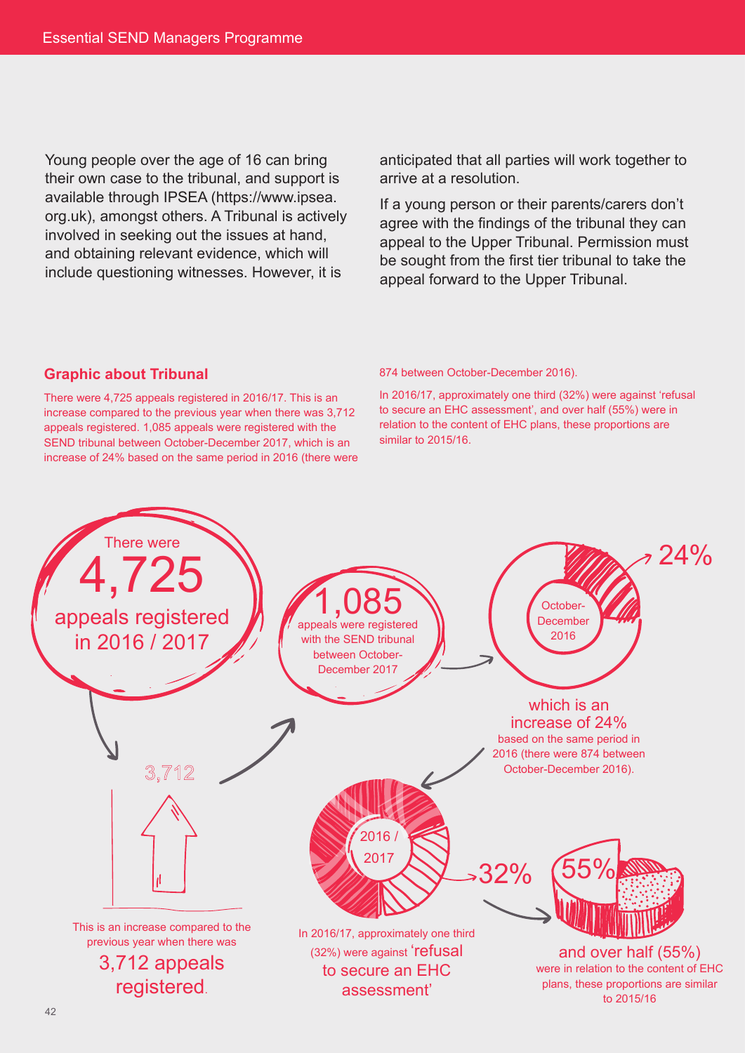Young people over the age of 16 can bring their own case to the tribunal, and support is available through IPSEA (https://www.ipsea.org.uk), amongst others. A Tribunal is actively involved in seeking out the issues at hand, and obtaining relevant evidence, which will include questioning witnesses. However, it is anticipated that all parties will work together to arrive at a resolution.

If a young person or their parents/carers don't agree with the findings of the tribunal they can appeal to the Upper Tribunal. Permission must be sought from the first tier tribunal to take the appeal forward to the Upper Tribunal.

### Graphic about Tribunal

There were 4,725 appeals registered in 2016/17. This is an increase compared to the previous year when there was 3,712 appeals registered. 1,085 appeals were registered with the SEND tribunal between October-December 2017, which is an increase of 24% based on the same period in 2016 (there were 874 between October-December 2016).

In 2016/17, approximately one third (32%) were against 'refusal to secure an EHC assessment', and over half (55%) were in relation to the content of EHC plans, these proportions are similar to 2015/16.

There were **4,725** appeals registered in 2016 / 2017

This is an increase compared to the previous year when there was **3,712 appeals registered**.

**1,085** appeals were registered with the SEND tribunal between October-December 2017

October-December 2016 – **24%**

which is an increase of 24% based on the same period in 2016 (there were 874 between October-December 2016).

2016 / 2017 – **32%**

In 2016/17, approximately one third (32%) were against 'refusal to secure an EHC assessment'

**55%**

and over half (55%) were in relation to the content of EHC plans, these proportions are similar to 2015/16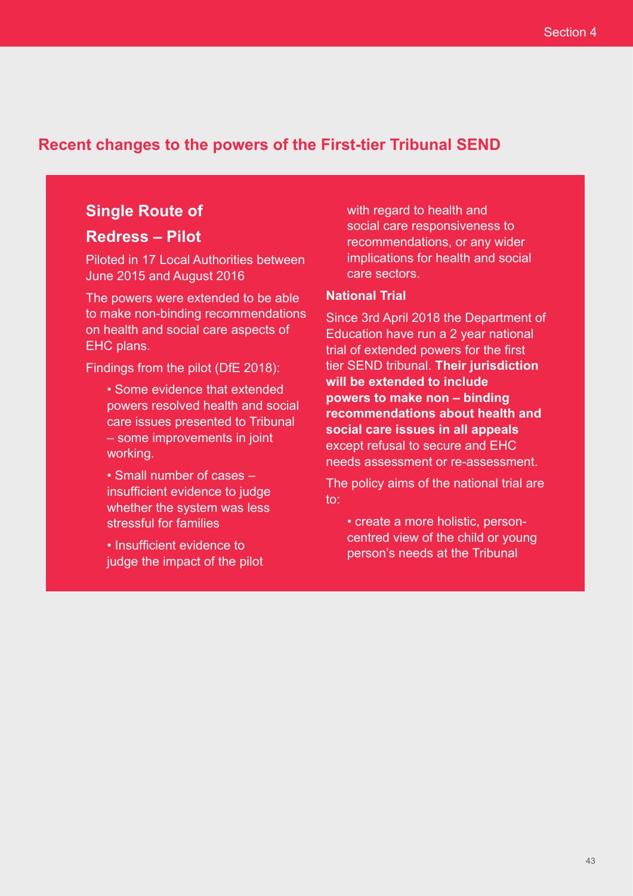## Recent changes to the powers of the First-tier Tribunal SEND

### Single Route of Redress – Pilot

Piloted in 17 Local Authorities between June 2015 and August 2016

The powers were extended to be able to make non-binding recommendations on health and social care aspects of EHC plans.

Findings from the pilot (DfE 2018):

- Some evidence that extended powers resolved health and social care issues presented to Tribunal – some improvements in joint working.
- Small number of cases – insufficient evidence to judge whether the system was less stressful for families
- Insufficient evidence to judge the impact of the pilot with regard to health and social care responsiveness to recommendations, or any wider implications for health and social care sectors.

**National Trial**

Since 3rd April 2018 the Department of Education have run a 2 year national trial of extended powers for the first tier SEND tribunal. **Their jurisdiction will be extended to include powers to make non – binding recommendations about health and social care issues in all appeals** except refusal to secure and EHC needs assessment or re-assessment.

The policy aims of the national trial are to:

- create a more holistic, person-centred view of the child or young person's needs at the Tribunal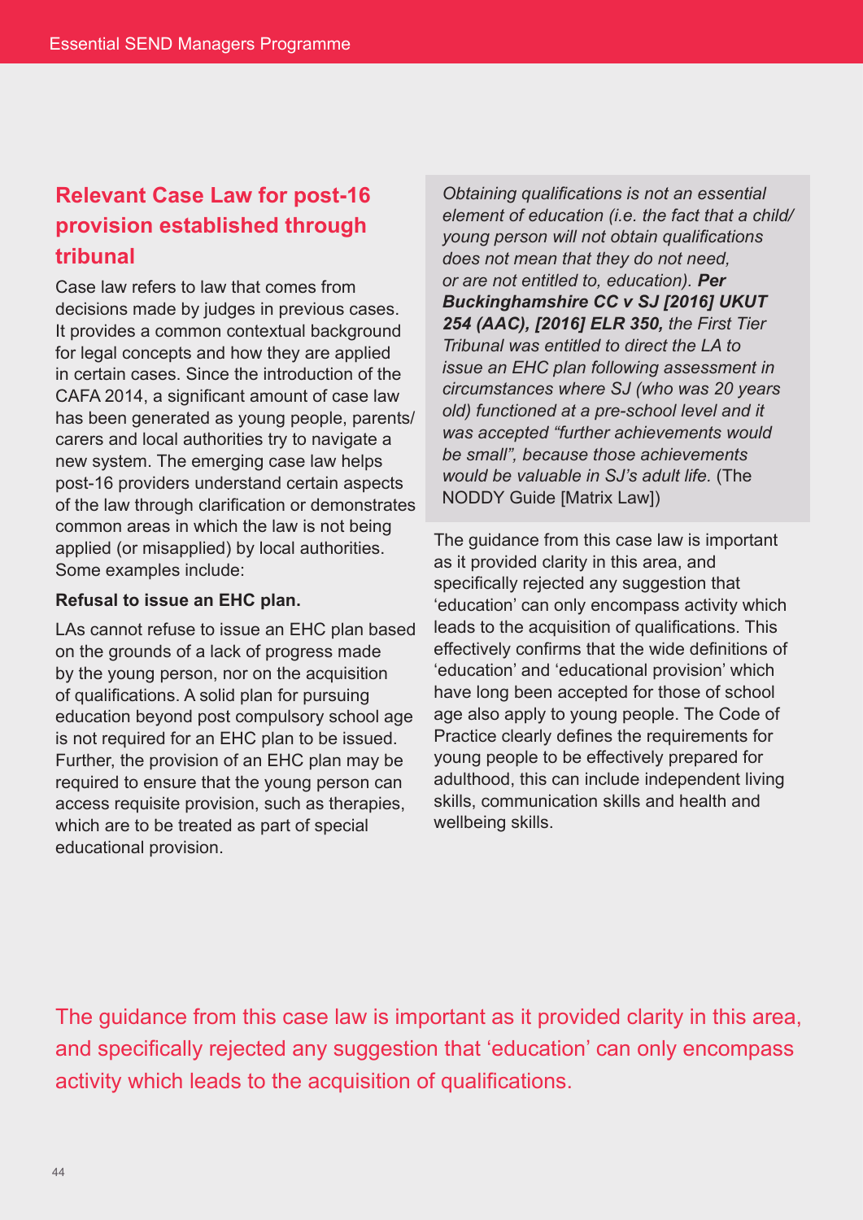## Relevant Case Law for post-16 provision established through tribunal

Case law refers to law that comes from decisions made by judges in previous cases. It provides a common contextual background for legal concepts and how they are applied in certain cases. Since the introduction of the CAFA 2014, a significant amount of case law has been generated as young people, parents/carers and local authorities try to navigate a new system. The emerging case law helps post-16 providers understand certain aspects of the law through clarification or demonstrates common areas in which the law is not being applied (or misapplied) by local authorities. Some examples include:

**Refusal to issue an EHC plan.**

LAs cannot refuse to issue an EHC plan based on the grounds of a lack of progress made by the young person, nor on the acquisition of qualifications. A solid plan for pursuing education beyond post compulsory school age is not required for an EHC plan to be issued. Further, the provision of an EHC plan may be required to ensure that the young person can access requisite provision, such as therapies, which are to be treated as part of special educational provision.

> *Obtaining qualifications is not an essential element of education (i.e. the fact that a child/young person will not obtain qualifications does not mean that they do not need, or are not entitled to, education).* ***Per Buckinghamshire CC v SJ [2016] UKUT 254 (AAC), [2016] ELR 350,*** *the First Tier Tribunal was entitled to direct the LA to issue an EHC plan following assessment in circumstances where SJ (who was 20 years old) functioned at a pre-school level and it was accepted "further achievements would be small", because those achievements would be valuable in SJ's adult life.* (The NODDY Guide [Matrix Law])

The guidance from this case law is important as it provided clarity in this area, and specifically rejected any suggestion that 'education' can only encompass activity which leads to the acquisition of qualifications. This effectively confirms that the wide definitions of 'education' and 'educational provision' which have long been accepted for those of school age also apply to young people. The Code of Practice clearly defines the requirements for young people to be effectively prepared for adulthood, this can include independent living skills, communication skills and health and wellbeing skills.

The guidance from this case law is important as it provided clarity in this area, and specifically rejected any suggestion that 'education' can only encompass activity which leads to the acquisition of qualifications.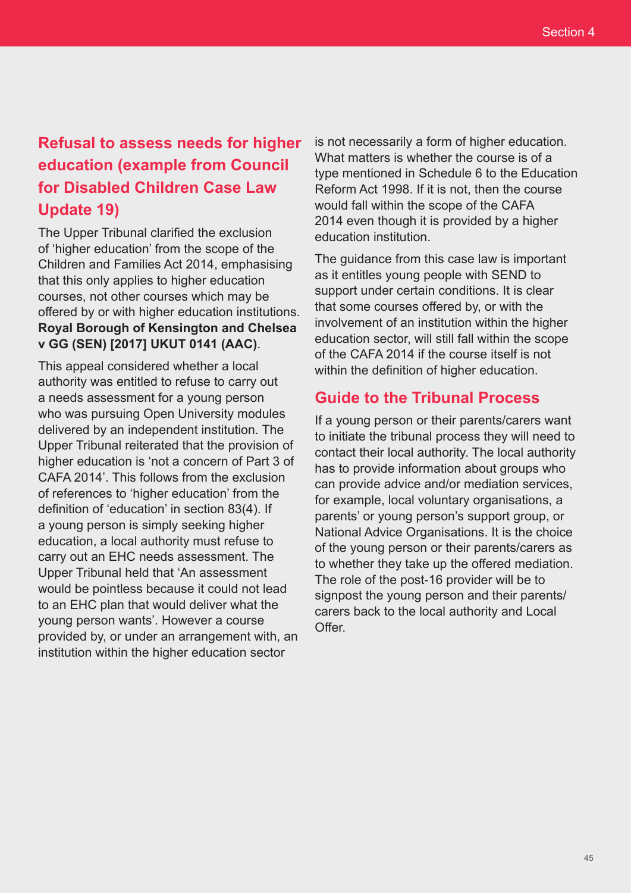## Refusal to assess needs for higher education (example from Council for Disabled Children Case Law Update 19)

The Upper Tribunal clarified the exclusion of 'higher education' from the scope of the Children and Families Act 2014, emphasising that this only applies to higher education courses, not other courses which may be offered by or with higher education institutions. **Royal Borough of Kensington and Chelsea v GG (SEN) [2017] UKUT 0141 (AAC)**.

This appeal considered whether a local authority was entitled to refuse to carry out a needs assessment for a young person who was pursuing Open University modules delivered by an independent institution. The Upper Tribunal reiterated that the provision of higher education is 'not a concern of Part 3 of CAFA 2014'. This follows from the exclusion of references to 'higher education' from the definition of 'education' in section 83(4). If a young person is simply seeking higher education, a local authority must refuse to carry out an EHC needs assessment. The Upper Tribunal held that 'An assessment would be pointless because it could not lead to an EHC plan that would deliver what the young person wants'. However a course provided by, or under an arrangement with, an institution within the higher education sector is not necessarily a form of higher education. What matters is whether the course is of a type mentioned in Schedule 6 to the Education Reform Act 1998. If it is not, then the course would fall within the scope of the CAFA 2014 even though it is provided by a higher education institution.

The guidance from this case law is important as it entitles young people with SEND to support under certain conditions. It is clear that some courses offered by, or with the involvement of an institution within the higher education sector, will still fall within the scope of the CAFA 2014 if the course itself is not within the definition of higher education.

## Guide to the Tribunal Process

If a young person or their parents/carers want to initiate the tribunal process they will need to contact their local authority. The local authority has to provide information about groups who can provide advice and/or mediation services, for example, local voluntary organisations, a parents' or young person's support group, or National Advice Organisations. It is the choice of the young person or their parents/carers as to whether they take up the offered mediation. The role of the post-16 provider will be to signpost the young person and their parents/carers back to the local authority and Local Offer.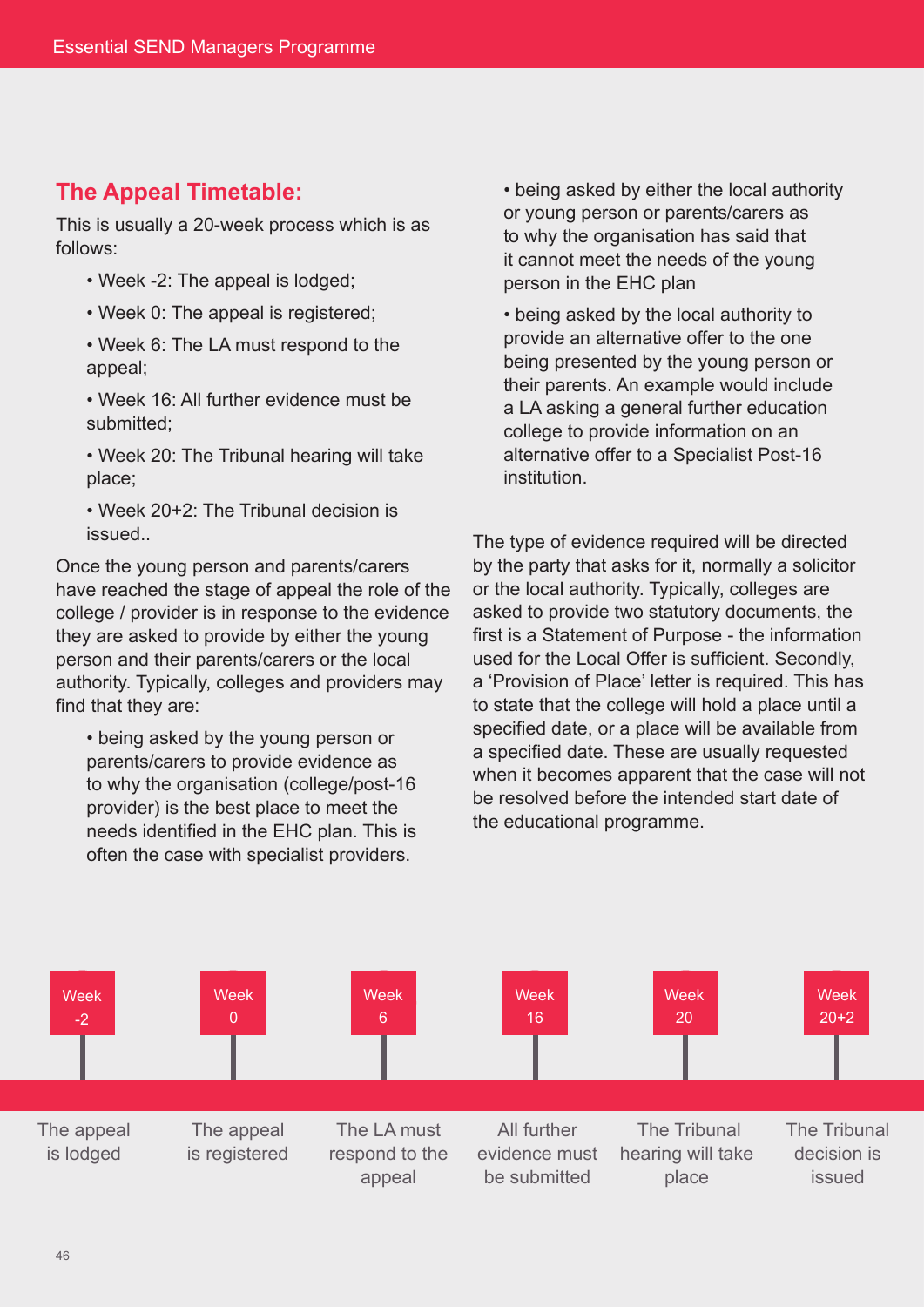## The Appeal Timetable:

This is usually a 20-week process which is as follows:

- Week -2: The appeal is lodged;
- Week 0: The appeal is registered;
- Week 6: The LA must respond to the appeal;
- Week 16: All further evidence must be submitted;
- Week 20: The Tribunal hearing will take place;
- Week 20+2: The Tribunal decision is issued..

Once the young person and parents/carers have reached the stage of appeal the role of the college / provider is in response to the evidence they are asked to provide by either the young person and their parents/carers or the local authority. Typically, colleges and providers may find that they are:

- being asked by the young person or parents/carers to provide evidence as to why the organisation (college/post-16 provider) is the best place to meet the needs identified in the EHC plan. This is often the case with specialist providers.
- being asked by either the local authority or young person or parents/carers as to why the organisation has said that it cannot meet the needs of the young person in the EHC plan
- being asked by the local authority to provide an alternative offer to the one being presented by the young person or their parents. An example would include a LA asking a general further education college to provide information on an alternative offer to a Specialist Post-16 institution.

The type of evidence required will be directed by the party that asks for it, normally a solicitor or the local authority. Typically, colleges are asked to provide two statutory documents, the first is a Statement of Purpose - the information used for the Local Offer is sufficient. Secondly, a 'Provision of Place' letter is required. This has to state that the college will hold a place until a specified date, or a place will be available from a specified date. These are usually requested when it becomes apparent that the case will not be resolved before the intended start date of the educational programme.

| Week -2 | Week 0 | Week 6 | Week 16 | Week 20 | Week 20+2 |
|---|---|---|---|---|---|
| The appeal is lodged | The appeal is registered | The LA must respond to the appeal | All further evidence must be submitted | The Tribunal hearing will take place | The Tribunal decision is issued |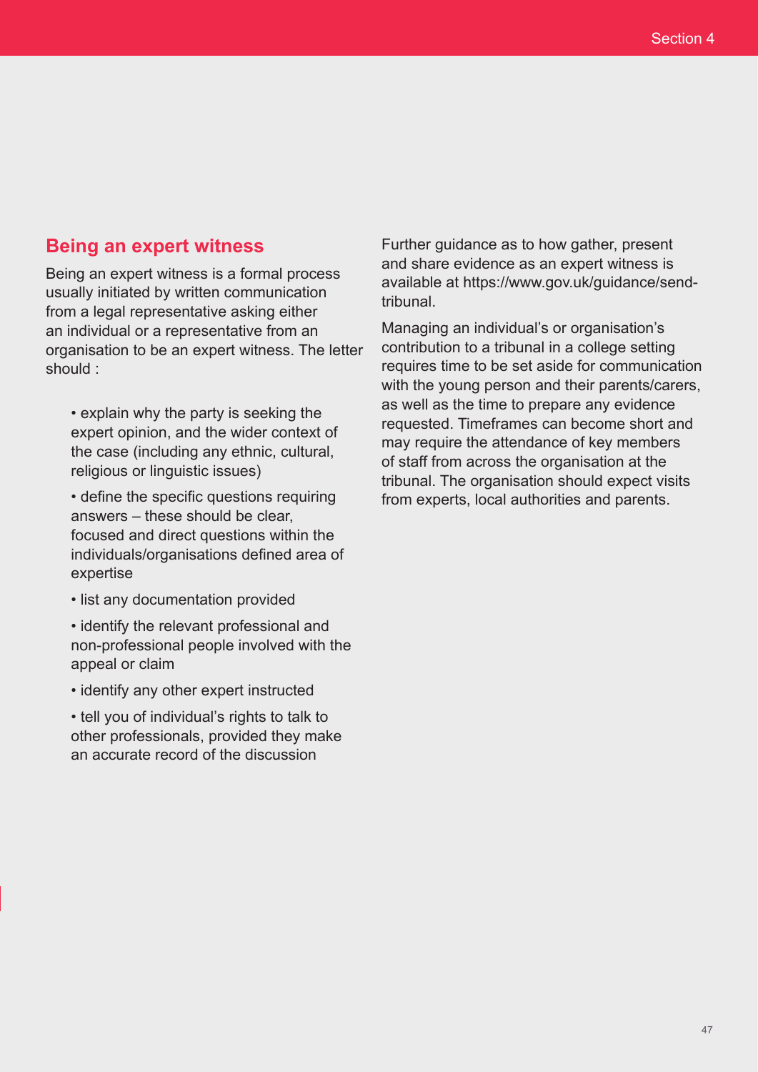## Being an expert witness

Being an expert witness is a formal process usually initiated by written communication from a legal representative asking either an individual or a representative from an organisation to be an expert witness. The letter should :

- explain why the party is seeking the expert opinion, and the wider context of the case (including any ethnic, cultural, religious or linguistic issues)
- define the specific questions requiring answers – these should be clear, focused and direct questions within the individuals/organisations defined area of expertise
- list any documentation provided
- identify the relevant professional and non-professional people involved with the appeal or claim
- identify any other expert instructed
- tell you of individual's rights to talk to other professionals, provided they make an accurate record of the discussion

Further guidance as to how gather, present and share evidence as an expert witness is available at https://www.gov.uk/guidance/send-tribunal.

Managing an individual's or organisation's contribution to a tribunal in a college setting requires time to be set aside for communication with the young person and their parents/carers, as well as the time to prepare any evidence requested. Timeframes can become short and may require the attendance of key members of staff from across the organisation at the tribunal. The organisation should expect visits from experts, local authorities and parents.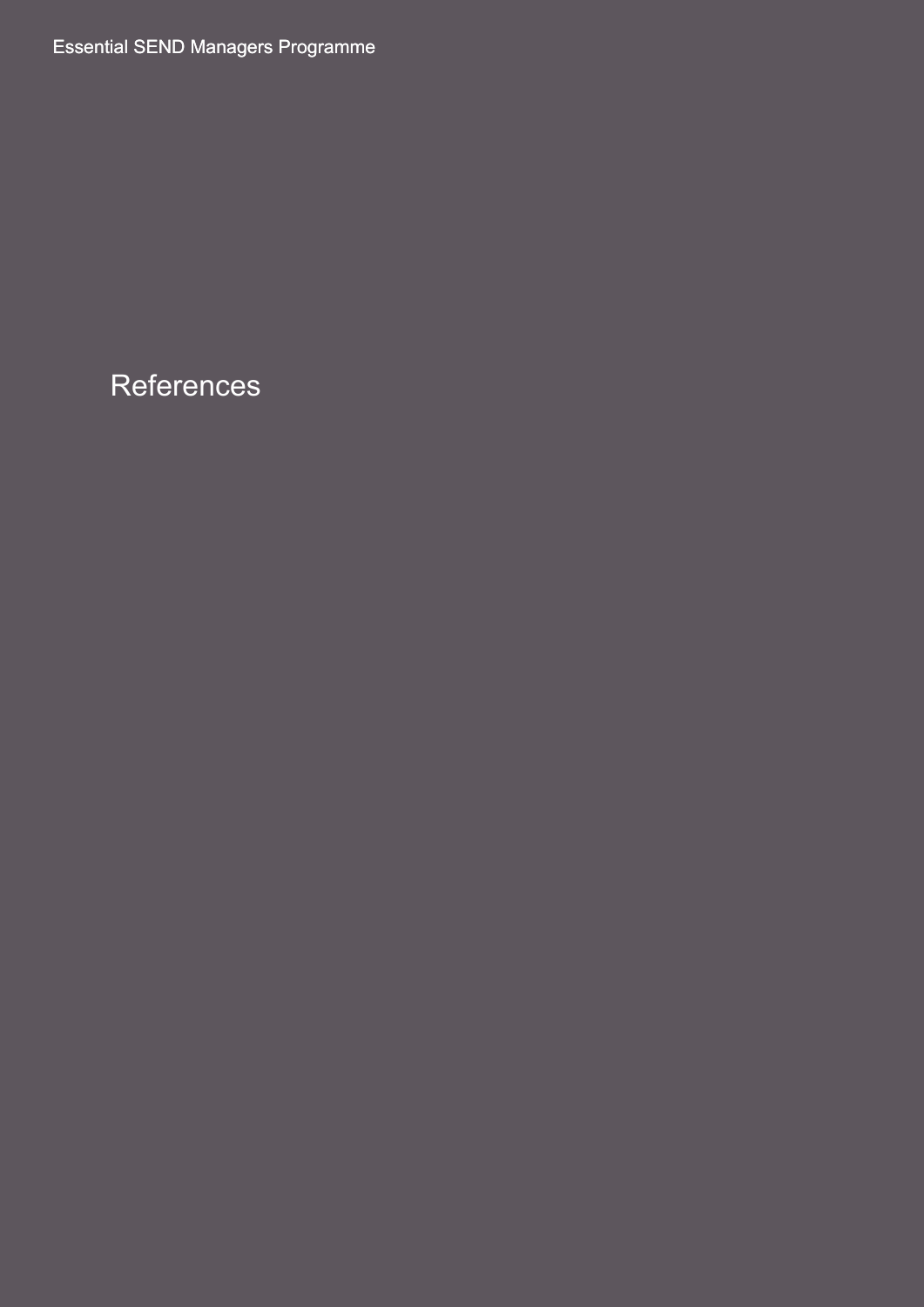# References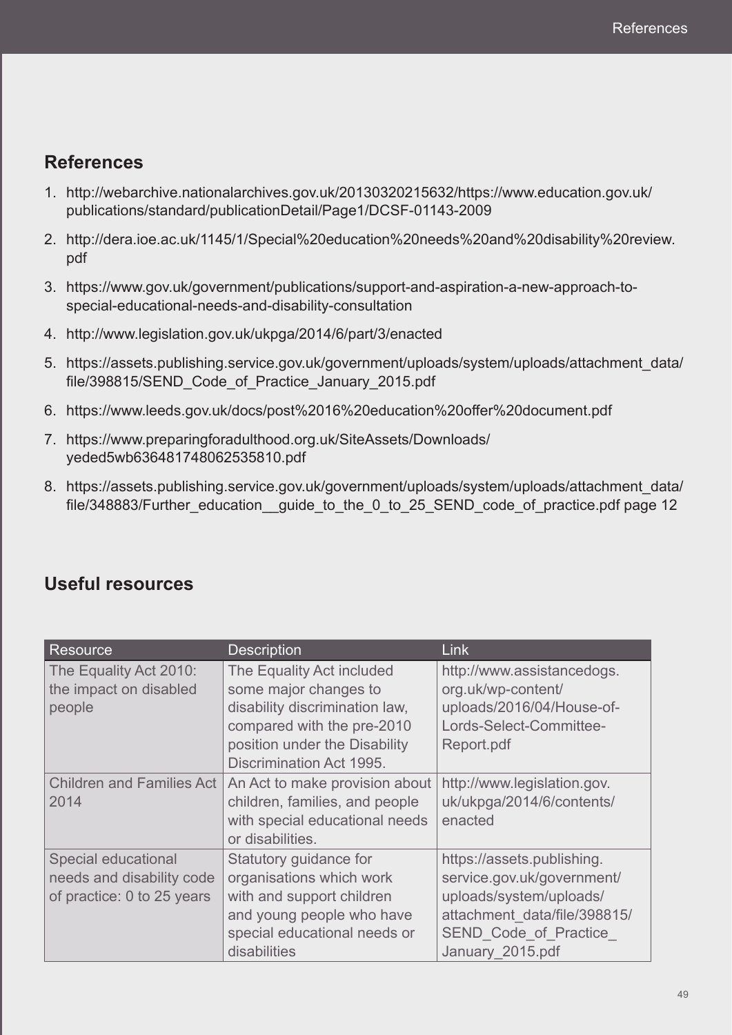## References

1. http://webarchive.nationalarchives.gov.uk/20130320215632/https://www.education.gov.uk/publications/standard/publicationDetail/Page1/DCSF-01143-2009
2. http://dera.ioe.ac.uk/1145/1/Special%20education%20needs%20and%20disability%20review.pdf
3. https://www.gov.uk/government/publications/support-and-aspiration-a-new-approach-to-special-educational-needs-and-disability-consultation
4. http://www.legislation.gov.uk/ukpga/2014/6/part/3/enacted
5. https://assets.publishing.service.gov.uk/government/uploads/system/uploads/attachment_data/file/398815/SEND_Code_of_Practice_January_2015.pdf
6. https://www.leeds.gov.uk/docs/post%2016%20education%20offer%20document.pdf
7. https://www.preparingforadulthood.org.uk/SiteAssets/Downloads/yeded5wb636481748062535810.pdf
8. https://assets.publishing.service.gov.uk/government/uploads/system/uploads/attachment_data/file/348883/Further_education__guide_to_the_0_to_25_SEND_code_of_practice.pdf page 12

## Useful resources

| Resource | Description | Link |
| --- | --- | --- |
| The Equality Act 2010: the impact on disabled people | The Equality Act included some major changes to disability discrimination law, compared with the pre-2010 position under the Disability Discrimination Act 1995. | http://www.assistancedogs.org.uk/wp-content/uploads/2016/04/House-of-Lords-Select-Committee-Report.pdf |
| Children and Families Act 2014 | An Act to make provision about children, families, and people with special educational needs or disabilities. | http://www.legislation.gov.uk/ukpga/2014/6/contents/enacted |
| Special educational needs and disability code of practice: 0 to 25 years | Statutory guidance for organisations which work with and support children and young people who have special educational needs or disabilities | https://assets.publishing.service.gov.uk/government/uploads/system/uploads/attachment_data/file/398815/SEND_Code_of_Practice_January_2015.pdf |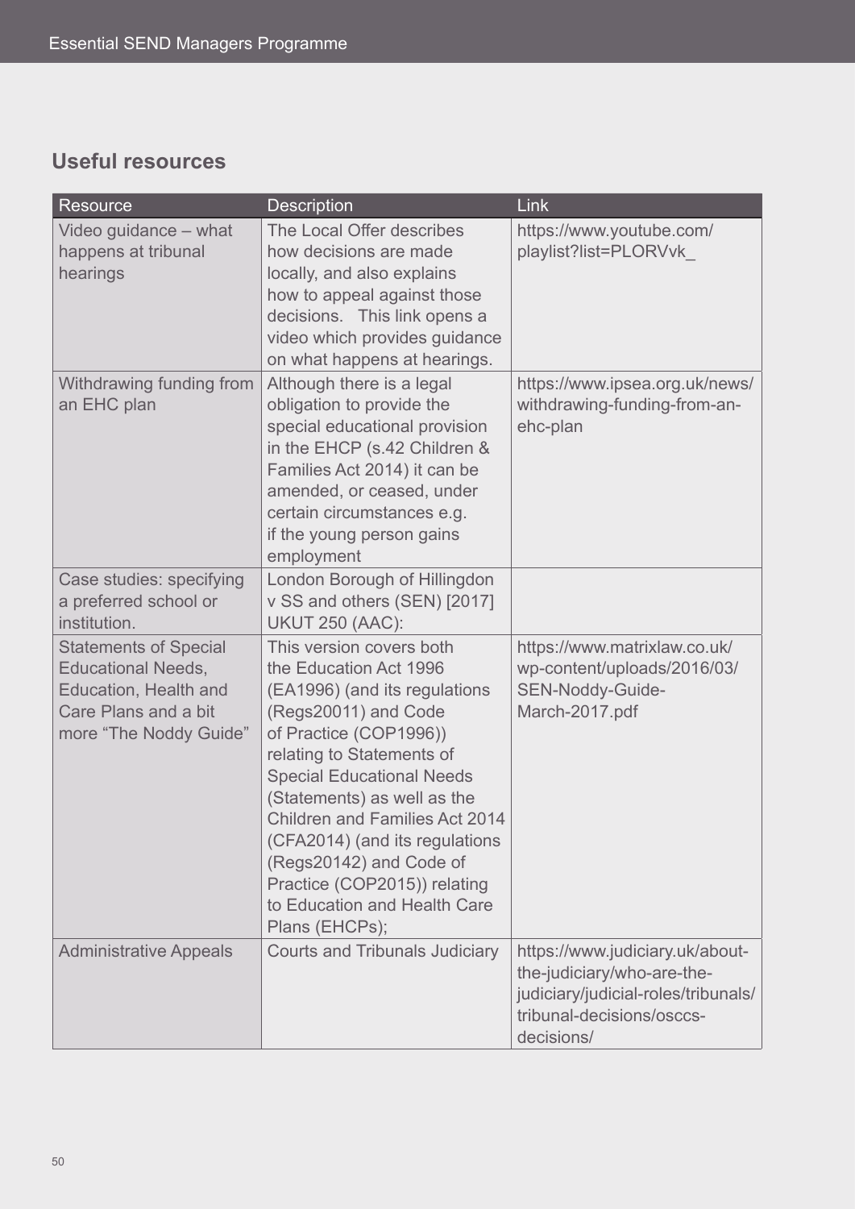## Useful resources

| Resource | Description | Link |
| --- | --- | --- |
| Video guidance – what happens at tribunal hearings | The Local Offer describes how decisions are made locally, and also explains how to appeal against those decisions. This link opens a video which provides guidance on what happens at hearings. | https://www.youtube.com/playlist?list=PLORVvk_ |
| Withdrawing funding from an EHC plan | Although there is a legal obligation to provide the special educational provision in the EHCP (s.42 Children & Families Act 2014) it can be amended, or ceased, under certain circumstances e.g. if the young person gains employment | https://www.ipsea.org.uk/news/withdrawing-funding-from-an-ehc-plan |
| Case studies: specifying a preferred school or institution. | London Borough of Hillingdon v SS and others (SEN) [2017] UKUT 250 (AAC): | |
| Statements of Special Educational Needs, Education, Health and Care Plans and a bit more "The Noddy Guide" | This version covers both the Education Act 1996 (EA1996) (and its regulations (Regs20011) and Code of Practice (COP1996)) relating to Statements of Special Educational Needs (Statements) as well as the Children and Families Act 2014 (CFA2014) (and its regulations (Regs20142) and Code of Practice (COP2015)) relating to Education and Health Care Plans (EHCPs); | https://www.matrixlaw.co.uk/wp-content/uploads/2016/03/SEN-Noddy-Guide-March-2017.pdf |
| Administrative Appeals | Courts and Tribunals Judiciary | https://www.judiciary.uk/about-the-judiciary/who-are-the-judiciary/judicial-roles/tribunals/tribunal-decisions/osccs-decisions/ |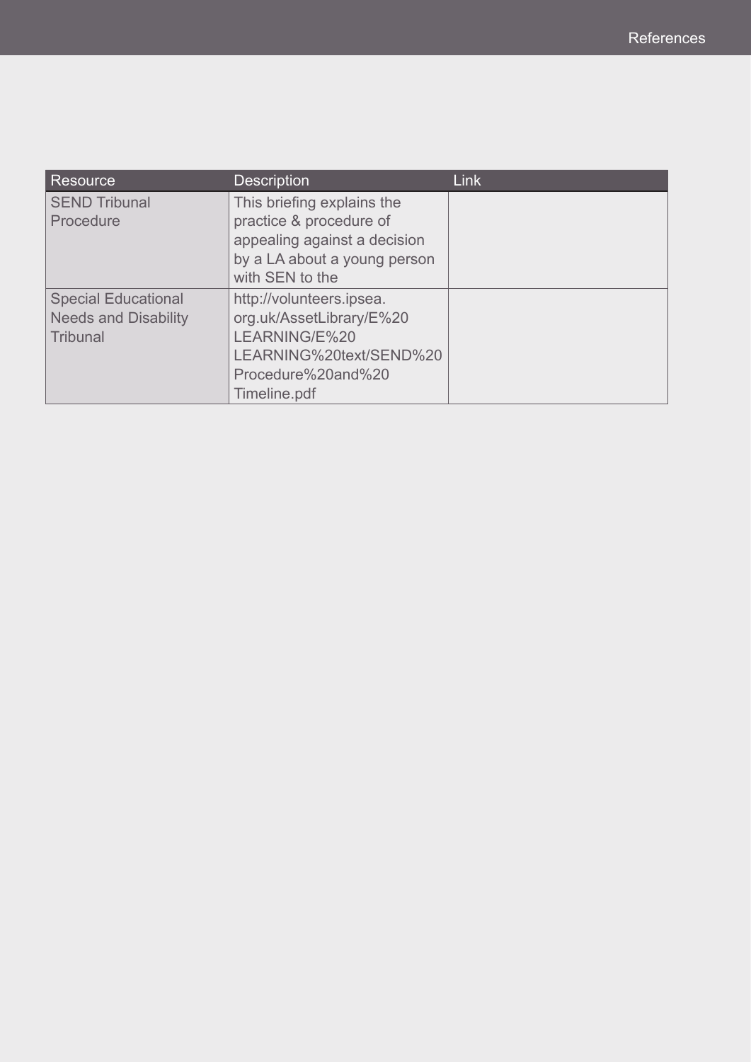| Resource | Description | Link |
|---|---|---|
| SEND Tribunal Procedure | This briefing explains the practice & procedure of appealing against a decision by a LA about a young person with SEN to the | |
| Special Educational Needs and Disability Tribunal | http://volunteers.ipsea.org.uk/AssetLibrary/E%20LEARNING/E%20LEARNING%20text/SEND%20Procedure%20and%20Timeline.pdf | |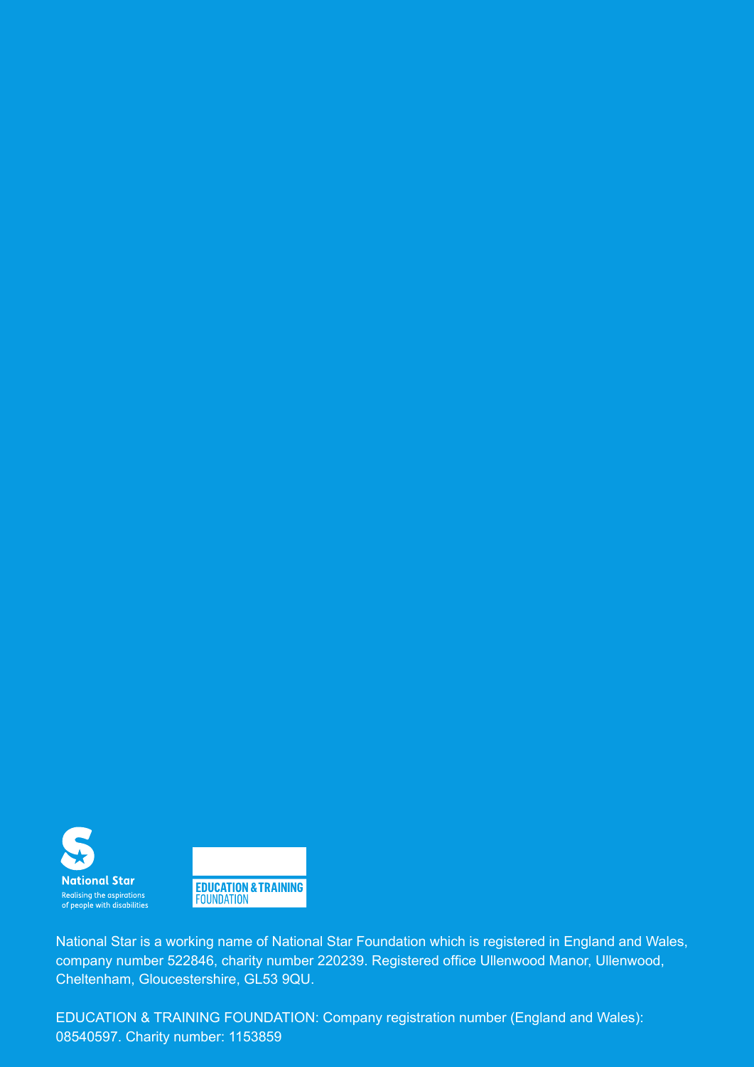National Star

Realising the aspirations of people with disabilities

EDUCATION & TRAINING FOUNDATION

National Star is a working name of National Star Foundation which is registered in England and Wales, company number 522846, charity number 220239. Registered office Ullenwood Manor, Ullenwood, Cheltenham, Gloucestershire, GL53 9QU.

EDUCATION & TRAINING FOUNDATION: Company registration number (England and Wales): 08540597. Charity number: 1153859